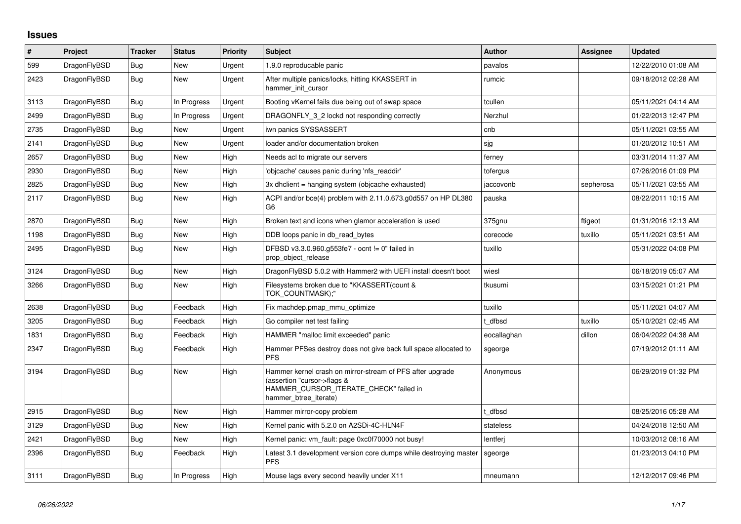# Issues

| # | Project | Tracker | Status | Priority | Subject | Author | Assignee | Updated |
|---|---|---|---|---|---|---|---|---|
| 599 | DragonFlyBSD | Bug | New | Urgent | 1.9.0 reproducable panic | pavalos | | 12/22/2010 01:08 AM |
| 2423 | DragonFlyBSD | Bug | New | Urgent | After multiple panics/locks, hitting KKASSERT in hammer_init_cursor | rumcic | | 09/18/2012 02:28 AM |
| 3113 | DragonFlyBSD | Bug | In Progress | Urgent | Booting vKernel fails due being out of swap space | tcullen | | 05/11/2021 04:14 AM |
| 2499 | DragonFlyBSD | Bug | In Progress | Urgent | DRAGONFLY_3_2 lockd not responding correctly | Nerzhul | | 01/22/2013 12:47 PM |
| 2735 | DragonFlyBSD | Bug | New | Urgent | iwn panics SYSSASSERT | cnb | | 05/11/2021 03:55 AM |
| 2141 | DragonFlyBSD | Bug | New | Urgent | loader and/or documentation broken | sjg | | 01/20/2012 10:51 AM |
| 2657 | DragonFlyBSD | Bug | New | High | Needs acl to migrate our servers | ferney | | 03/31/2014 11:37 AM |
| 2930 | DragonFlyBSD | Bug | New | High | 'objcache' causes panic during 'nfs_readdir' | tofergus | | 07/26/2016 01:09 PM |
| 2825 | DragonFlyBSD | Bug | New | High | 3x dhclient = hanging system (objcache exhausted) | jaccovonb | sepherosa | 05/11/2021 03:55 AM |
| 2117 | DragonFlyBSD | Bug | New | High | ACPI and/or bce(4) problem with 2.11.0.673.g0d557 on HP DL380 G6 | pauska | | 08/22/2011 10:15 AM |
| 2870 | DragonFlyBSD | Bug | New | High | Broken text and icons when glamor acceleration is used | 375gnu | ftigeot | 01/31/2016 12:13 AM |
| 1198 | DragonFlyBSD | Bug | New | High | DDB loops panic in db_read_bytes | corecode | tuxillo | 05/11/2021 03:51 AM |
| 2495 | DragonFlyBSD | Bug | New | High | DFBSD v3.3.0.960.g553fe7 - ocnt != 0" failed in prop_object_release | tuxillo | | 05/31/2022 04:08 PM |
| 3124 | DragonFlyBSD | Bug | New | High | DragonFlyBSD 5.0.2 with Hammer2 with UEFI install doesn't boot | wiesl | | 06/18/2019 05:07 AM |
| 3266 | DragonFlyBSD | Bug | New | High | Filesystems broken due to "KKASSERT(count & TOK_COUNTMASK);" | tkusumi | | 03/15/2021 01:21 PM |
| 2638 | DragonFlyBSD | Bug | Feedback | High | Fix machdep.pmap_mmu_optimize | tuxillo | | 05/11/2021 04:07 AM |
| 3205 | DragonFlyBSD | Bug | Feedback | High | Go compiler net test failing | t_dfbsd | tuxillo | 05/10/2021 02:45 AM |
| 1831 | DragonFlyBSD | Bug | Feedback | High | HAMMER "malloc limit exceeded" panic | eocallaghan | dillon | 06/04/2022 04:38 AM |
| 2347 | DragonFlyBSD | Bug | Feedback | High | Hammer PFSes destroy does not give back full space allocated to PFS | sgeorge | | 07/19/2012 01:11 AM |
| 3194 | DragonFlyBSD | Bug | New | High | Hammer kernel crash on mirror-stream of PFS after upgrade (assertion "cursor->flags & HAMMER_CURSOR_ITERATE_CHECK" failed in hammer_btree_iterate) | Anonymous | | 06/29/2019 01:32 PM |
| 2915 | DragonFlyBSD | Bug | New | High | Hammer mirror-copy problem | t_dfbsd | | 08/25/2016 05:28 AM |
| 3129 | DragonFlyBSD | Bug | New | High | Kernel panic with 5.2.0 on A2SDi-4C-HLN4F | stateless | | 04/24/2018 12:50 AM |
| 2421 | DragonFlyBSD | Bug | New | High | Kernel panic: vm_fault: page 0xc0f70000 not busy! | lentferj | | 10/03/2012 08:16 AM |
| 2396 | DragonFlyBSD | Bug | Feedback | High | Latest 3.1 development version core dumps while destroying master PFS | sgeorge | | 01/23/2013 04:10 PM |
| 3111 | DragonFlyBSD | Bug | In Progress | High | Mouse lags every second heavily under X11 | mneumann | | 12/12/2017 09:46 PM |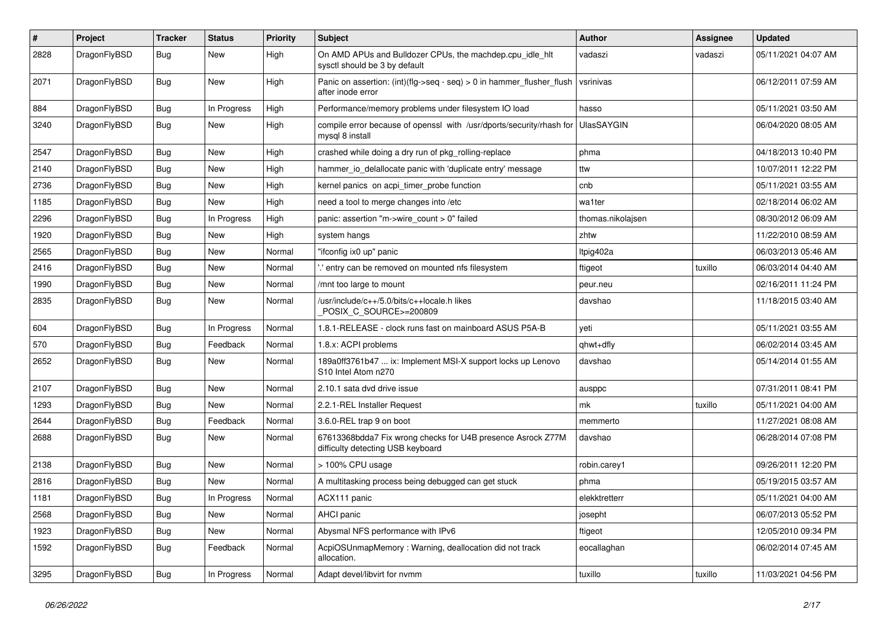| # | Project | Tracker | Status | Priority | Subject | Author | Assignee | Updated |
|---|---|---|---|---|---|---|---|---|
| 2828 | DragonFlyBSD | Bug | New | High | On AMD APUs and Bulldozer CPUs, the machdep.cpu_idle_hlt sysctl should be 3 by default | vadaszi | vadaszi | 05/11/2021 04:07 AM |
| 2071 | DragonFlyBSD | Bug | New | High | Panic on assertion: (int)(flg->seq - seq) > 0 in hammer_flusher_flush after inode error | vsrinivas | | 06/12/2011 07:59 AM |
| 884 | DragonFlyBSD | Bug | In Progress | High | Performance/memory problems under filesystem IO load | hasso | | 05/11/2021 03:50 AM |
| 3240 | DragonFlyBSD | Bug | New | High | compile error because of openssl with /usr/dports/security/rhash for mysql 8 install | UlasSAYGIN | | 06/04/2020 08:05 AM |
| 2547 | DragonFlyBSD | Bug | New | High | crashed while doing a dry run of pkg_rolling-replace | phma | | 04/18/2013 10:40 PM |
| 2140 | DragonFlyBSD | Bug | New | High | hammer_io_delallocate panic with 'duplicate entry' message | ttw | | 10/07/2011 12:22 PM |
| 2736 | DragonFlyBSD | Bug | New | High | kernel panics on acpi_timer_probe function | cnb | | 05/11/2021 03:55 AM |
| 1185 | DragonFlyBSD | Bug | New | High | need a tool to merge changes into /etc | wa1ter | | 02/18/2014 06:02 AM |
| 2296 | DragonFlyBSD | Bug | In Progress | High | panic: assertion "m->wire_count > 0" failed | thomas.nikolajsen | | 08/30/2012 06:09 AM |
| 1920 | DragonFlyBSD | Bug | New | High | system hangs | zhtw | | 11/22/2010 08:59 AM |
| 2565 | DragonFlyBSD | Bug | New | Normal | "ifconfig ix0 up" panic | ltpig402a | | 06/03/2013 05:46 AM |
| 2416 | DragonFlyBSD | Bug | New | Normal | '.' entry can be removed on mounted nfs filesystem | ftigeot | tuxillo | 06/03/2014 04:40 AM |
| 1990 | DragonFlyBSD | Bug | New | Normal | /mnt too large to mount | peur.neu | | 02/16/2011 11:24 PM |
| 2835 | DragonFlyBSD | Bug | New | Normal | /usr/include/c++/5.0/bits/c++locale.h likes _POSIX_C_SOURCE>=200809 | davshao | | 11/18/2015 03:40 AM |
| 604 | DragonFlyBSD | Bug | In Progress | Normal | 1.8.1-RELEASE - clock runs fast on mainboard ASUS P5A-B | yeti | | 05/11/2021 03:55 AM |
| 570 | DragonFlyBSD | Bug | Feedback | Normal | 1.8.x: ACPI problems | qhwt+dfly | | 06/02/2014 03:45 AM |
| 2652 | DragonFlyBSD | Bug | New | Normal | 189a0ff3761b47 ... ix: Implement MSI-X support locks up Lenovo S10 Intel Atom n270 | davshao | | 05/14/2014 01:55 AM |
| 2107 | DragonFlyBSD | Bug | New | Normal | 2.10.1 sata dvd drive issue | ausppc | | 07/31/2011 08:41 PM |
| 1293 | DragonFlyBSD | Bug | New | Normal | 2.2.1-REL Installer Request | mk | tuxillo | 05/11/2021 04:00 AM |
| 2644 | DragonFlyBSD | Bug | Feedback | Normal | 3.6.0-REL trap 9 on boot | memmerto | | 11/27/2021 08:08 AM |
| 2688 | DragonFlyBSD | Bug | New | Normal | 67613368bdda7 Fix wrong checks for U4B presence Asrock Z77M difficulty detecting USB keyboard | davshao | | 06/28/2014 07:08 PM |
| 2138 | DragonFlyBSD | Bug | New | Normal | > 100% CPU usage | robin.carey1 | | 09/26/2011 12:20 PM |
| 2816 | DragonFlyBSD | Bug | New | Normal | A multitasking process being debugged can get stuck | phma | | 05/19/2015 03:57 AM |
| 1181 | DragonFlyBSD | Bug | In Progress | Normal | ACX111 panic | elekktretterr | | 05/11/2021 04:00 AM |
| 2568 | DragonFlyBSD | Bug | New | Normal | AHCI panic | josepht | | 06/07/2013 05:52 PM |
| 1923 | DragonFlyBSD | Bug | New | Normal | Abysmal NFS performance with IPv6 | ftigeot | | 12/05/2010 09:34 PM |
| 1592 | DragonFlyBSD | Bug | Feedback | Normal | AcpiOSUnmapMemory : Warning, deallocation did not track allocation. | eocallaghan | | 06/02/2014 07:45 AM |
| 3295 | DragonFlyBSD | Bug | In Progress | Normal | Adapt devel/libvirt for nvmm | tuxillo | tuxillo | 11/03/2021 04:56 PM |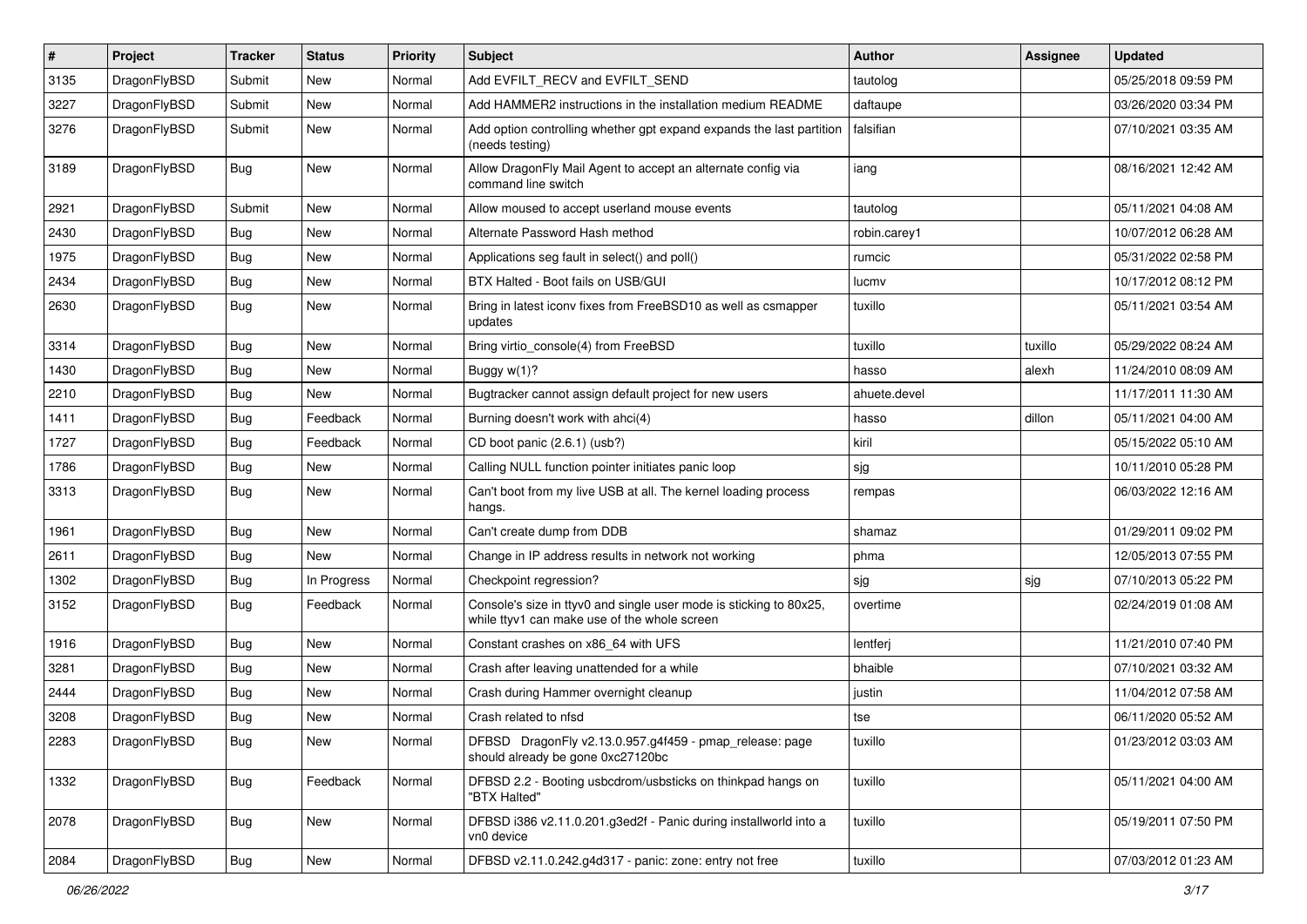| # | Project | Tracker | Status | Priority | Subject | Author | Assignee | Updated |
|---|---|---|---|---|---|---|---|---|
| 3135 | DragonFlyBSD | Submit | New | Normal | Add EVFILT_RECV and EVFILT_SEND | tautolog | | 05/25/2018 09:59 PM |
| 3227 | DragonFlyBSD | Submit | New | Normal | Add HAMMER2 instructions in the installation medium README | daftaupe | | 03/26/2020 03:34 PM |
| 3276 | DragonFlyBSD | Submit | New | Normal | Add option controlling whether gpt expand expands the last partition (needs testing) | falsifian | | 07/10/2021 03:35 AM |
| 3189 | DragonFlyBSD | Bug | New | Normal | Allow DragonFly Mail Agent to accept an alternate config via command line switch | iang | | 08/16/2021 12:42 AM |
| 2921 | DragonFlyBSD | Submit | New | Normal | Allow moused to accept userland mouse events | tautolog | | 05/11/2021 04:08 AM |
| 2430 | DragonFlyBSD | Bug | New | Normal | Alternate Password Hash method | robin.carey1 | | 10/07/2012 06:28 AM |
| 1975 | DragonFlyBSD | Bug | New | Normal | Applications seg fault in select() and poll() | rumcic | | 05/31/2022 02:58 PM |
| 2434 | DragonFlyBSD | Bug | New | Normal | BTX Halted - Boot fails on USB/GUI | lucmv | | 10/17/2012 08:12 PM |
| 2630 | DragonFlyBSD | Bug | New | Normal | Bring in latest iconv fixes from FreeBSD10 as well as csmapper updates | tuxillo | | 05/11/2021 03:54 AM |
| 3314 | DragonFlyBSD | Bug | New | Normal | Bring virtio_console(4) from FreeBSD | tuxillo | tuxillo | 05/29/2022 08:24 AM |
| 1430 | DragonFlyBSD | Bug | New | Normal | Buggy w(1)? | hasso | alexh | 11/24/2010 08:09 AM |
| 2210 | DragonFlyBSD | Bug | New | Normal | Bugtracker cannot assign default project for new users | ahuete.devel | | 11/17/2011 11:30 AM |
| 1411 | DragonFlyBSD | Bug | Feedback | Normal | Burning doesn't work with ahci(4) | hasso | dillon | 05/11/2021 04:00 AM |
| 1727 | DragonFlyBSD | Bug | Feedback | Normal | CD boot panic (2.6.1) (usb?) | kiril | | 05/15/2022 05:10 AM |
| 1786 | DragonFlyBSD | Bug | New | Normal | Calling NULL function pointer initiates panic loop | sjg | | 10/11/2010 05:28 PM |
| 3313 | DragonFlyBSD | Bug | New | Normal | Can't boot from my live USB at all. The kernel loading process hangs. | rempas | | 06/03/2022 12:16 AM |
| 1961 | DragonFlyBSD | Bug | New | Normal | Can't create dump from DDB | shamaz | | 01/29/2011 09:02 PM |
| 2611 | DragonFlyBSD | Bug | New | Normal | Change in IP address results in network not working | phma | | 12/05/2013 07:55 PM |
| 1302 | DragonFlyBSD | Bug | In Progress | Normal | Checkpoint regression? | sjg | sjg | 07/10/2013 05:22 PM |
| 3152 | DragonFlyBSD | Bug | Feedback | Normal | Console's size in ttyv0 and single user mode is sticking to 80x25, while ttyv1 can make use of the whole screen | overtime | | 02/24/2019 01:08 AM |
| 1916 | DragonFlyBSD | Bug | New | Normal | Constant crashes on x86_64 with UFS | lentferj | | 11/21/2010 07:40 PM |
| 3281 | DragonFlyBSD | Bug | New | Normal | Crash after leaving unattended for a while | bhaible | | 07/10/2021 03:32 AM |
| 2444 | DragonFlyBSD | Bug | New | Normal | Crash during Hammer overnight cleanup | justin | | 11/04/2012 07:58 AM |
| 3208 | DragonFlyBSD | Bug | New | Normal | Crash related to nfsd | tse | | 06/11/2020 05:52 AM |
| 2283 | DragonFlyBSD | Bug | New | Normal | DFBSD DragonFly v2.13.0.957.g4f459 - pmap_release: page should already be gone 0xc27120bc | tuxillo | | 01/23/2012 03:03 AM |
| 1332 | DragonFlyBSD | Bug | Feedback | Normal | DFBSD 2.2 - Booting usbcdrom/usbsticks on thinkpad hangs on "BTX Halted" | tuxillo | | 05/11/2021 04:00 AM |
| 2078 | DragonFlyBSD | Bug | New | Normal | DFBSD i386 v2.11.0.201.g3ed2f - Panic during installworld into a vn0 device | tuxillo | | 05/19/2011 07:50 PM |
| 2084 | DragonFlyBSD | Bug | New | Normal | DFBSD v2.11.0.242.g4d317 - panic: zone: entry not free | tuxillo | | 07/03/2012 01:23 AM |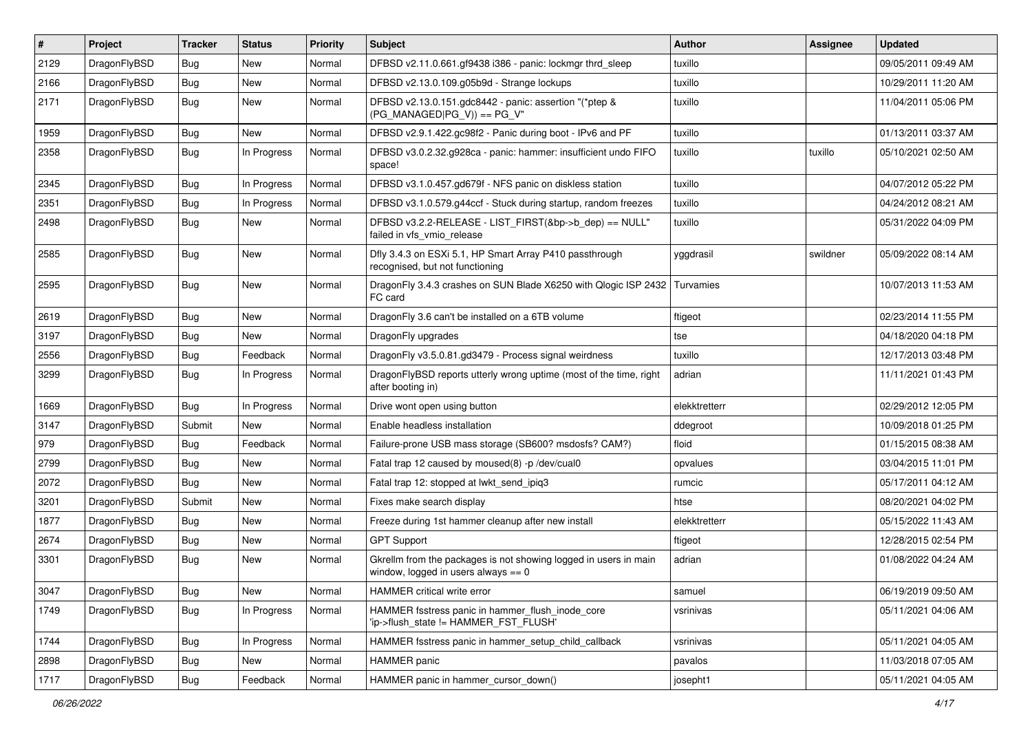| # | Project | Tracker | Status | Priority | Subject | Author | Assignee | Updated |
|---|---|---|---|---|---|---|---|---|
| 2129 | DragonFlyBSD | Bug | New | Normal | DFBSD v2.11.0.661.gf9438 i386 - panic: lockmgr thrd_sleep | tuxillo | | 09/05/2011 09:49 AM |
| 2166 | DragonFlyBSD | Bug | New | Normal | DFBSD v2.13.0.109.g05b9d - Strange lockups | tuxillo | | 10/29/2011 11:20 AM |
| 2171 | DragonFlyBSD | Bug | New | Normal | DFBSD v2.13.0.151.gdc8442 - panic: assertion "(*ptep & (PG_MANAGED\|PG_V)) == PG_V" | tuxillo | | 11/04/2011 05:06 PM |
| 1959 | DragonFlyBSD | Bug | New | Normal | DFBSD v2.9.1.422.gc98f2 - Panic during boot - IPv6 and PF | tuxillo | | 01/13/2011 03:37 AM |
| 2358 | DragonFlyBSD | Bug | In Progress | Normal | DFBSD v3.0.2.32.g928ca - panic: hammer: insufficient undo FIFO space! | tuxillo | tuxillo | 05/10/2021 02:50 AM |
| 2345 | DragonFlyBSD | Bug | In Progress | Normal | DFBSD v3.1.0.457.gd679f - NFS panic on diskless station | tuxillo | | 04/07/2012 05:22 PM |
| 2351 | DragonFlyBSD | Bug | In Progress | Normal | DFBSD v3.1.0.579.g44ccf - Stuck during startup, random freezes | tuxillo | | 04/24/2012 08:21 AM |
| 2498 | DragonFlyBSD | Bug | New | Normal | DFBSD v3.2.2-RELEASE - LIST_FIRST(&bp->b_dep) == NULL" failed in vfs_vmio_release | tuxillo | | 05/31/2022 04:09 PM |
| 2585 | DragonFlyBSD | Bug | New | Normal | Dfly 3.4.3 on ESXi 5.1, HP Smart Array P410 passthrough recognised, but not functioning | yggdrasil | swildner | 05/09/2022 08:14 AM |
| 2595 | DragonFlyBSD | Bug | New | Normal | DragonFly 3.4.3 crashes on SUN Blade X6250 with Qlogic ISP 2432 FC card | Turvamies | | 10/07/2013 11:53 AM |
| 2619 | DragonFlyBSD | Bug | New | Normal | DragonFly 3.6 can't be installed on a 6TB volume | ftigeot | | 02/23/2014 11:55 PM |
| 3197 | DragonFlyBSD | Bug | New | Normal | DragonFly upgrades | tse | | 04/18/2020 04:18 PM |
| 2556 | DragonFlyBSD | Bug | Feedback | Normal | DragonFly v3.5.0.81.gd3479 - Process signal weirdness | tuxillo | | 12/17/2013 03:48 PM |
| 3299 | DragonFlyBSD | Bug | In Progress | Normal | DragonFlyBSD reports utterly wrong uptime (most of the time, right after booting in) | adrian | | 11/11/2021 01:43 PM |
| 1669 | DragonFlyBSD | Bug | In Progress | Normal | Drive wont open using button | elekktretterr | | 02/29/2012 12:05 PM |
| 3147 | DragonFlyBSD | Submit | New | Normal | Enable headless installation | ddegroot | | 10/09/2018 01:25 PM |
| 979 | DragonFlyBSD | Bug | Feedback | Normal | Failure-prone USB mass storage (SB600? msdosfs? CAM?) | floid | | 01/15/2015 08:38 AM |
| 2799 | DragonFlyBSD | Bug | New | Normal | Fatal trap 12 caused by moused(8) -p /dev/cual0 | opvalues | | 03/04/2015 11:01 PM |
| 2072 | DragonFlyBSD | Bug | New | Normal | Fatal trap 12: stopped at lwkt_send_ipiq3 | rumcic | | 05/17/2011 04:12 AM |
| 3201 | DragonFlyBSD | Submit | New | Normal | Fixes make search display | htse | | 08/20/2021 04:02 PM |
| 1877 | DragonFlyBSD | Bug | New | Normal | Freeze during 1st hammer cleanup after new install | elekktretterr | | 05/15/2022 11:43 AM |
| 2674 | DragonFlyBSD | Bug | New | Normal | GPT Support | ftigeot | | 12/28/2015 02:54 PM |
| 3301 | DragonFlyBSD | Bug | New | Normal | Gkrellm from the packages is not showing logged in users in main window, logged in users always == 0 | adrian | | 01/08/2022 04:24 AM |
| 3047 | DragonFlyBSD | Bug | New | Normal | HAMMER critical write error | samuel | | 06/19/2019 09:50 AM |
| 1749 | DragonFlyBSD | Bug | In Progress | Normal | HAMMER fsstress panic in hammer_flush_inode_core 'ip->flush_state != HAMMER_FST_FLUSH' | vsrinivas | | 05/11/2021 04:06 AM |
| 1744 | DragonFlyBSD | Bug | In Progress | Normal | HAMMER fsstress panic in hammer_setup_child_callback | vsrinivas | | 05/11/2021 04:05 AM |
| 2898 | DragonFlyBSD | Bug | New | Normal | HAMMER panic | pavalos | | 11/03/2018 07:05 AM |
| 1717 | DragonFlyBSD | Bug | Feedback | Normal | HAMMER panic in hammer_cursor_down() | josepht1 | | 05/11/2021 04:05 AM |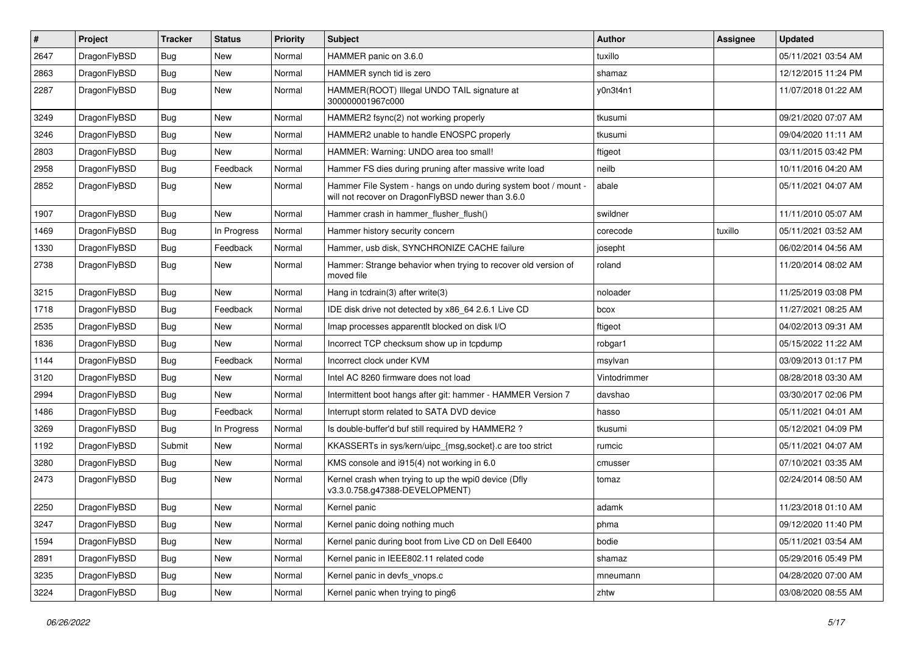| # | Project | Tracker | Status | Priority | Subject | Author | Assignee | Updated |
|---|---|---|---|---|---|---|---|---|
| 2647 | DragonFlyBSD | Bug | New | Normal | HAMMER panic on 3.6.0 | tuxillo | | 05/11/2021 03:54 AM |
| 2863 | DragonFlyBSD | Bug | New | Normal | HAMMER synch tid is zero | shamaz | | 12/12/2015 11:24 PM |
| 2287 | DragonFlyBSD | Bug | New | Normal | HAMMER(ROOT) Illegal UNDO TAIL signature at 300000001967c000 | y0n3t4n1 | | 11/07/2018 01:22 AM |
| 3249 | DragonFlyBSD | Bug | New | Normal | HAMMER2 fsync(2) not working properly | tkusumi | | 09/21/2020 07:07 AM |
| 3246 | DragonFlyBSD | Bug | New | Normal | HAMMER2 unable to handle ENOSPC properly | tkusumi | | 09/04/2020 11:11 AM |
| 2803 | DragonFlyBSD | Bug | New | Normal | HAMMER: Warning: UNDO area too small! | ftigeot | | 03/11/2015 03:42 PM |
| 2958 | DragonFlyBSD | Bug | Feedback | Normal | Hammer FS dies during pruning after massive write load | neilb | | 10/11/2016 04:20 AM |
| 2852 | DragonFlyBSD | Bug | New | Normal | Hammer File System - hangs on undo during system boot / mount - will not recover on DragonFlyBSD newer than 3.6.0 | abale | | 05/11/2021 04:07 AM |
| 1907 | DragonFlyBSD | Bug | New | Normal | Hammer crash in hammer_flusher_flush() | swildner | | 11/11/2010 05:07 AM |
| 1469 | DragonFlyBSD | Bug | In Progress | Normal | Hammer history security concern | corecode | tuxillo | 05/11/2021 03:52 AM |
| 1330 | DragonFlyBSD | Bug | Feedback | Normal | Hammer, usb disk, SYNCHRONIZE CACHE failure | josepht | | 06/02/2014 04:56 AM |
| 2738 | DragonFlyBSD | Bug | New | Normal | Hammer: Strange behavior when trying to recover old version of moved file | roland | | 11/20/2014 08:02 AM |
| 3215 | DragonFlyBSD | Bug | New | Normal | Hang in tcdrain(3) after write(3) | noloader | | 11/25/2019 03:08 PM |
| 1718 | DragonFlyBSD | Bug | Feedback | Normal | IDE disk drive not detected by x86_64 2.6.1 Live CD | bcox | | 11/27/2021 08:25 AM |
| 2535 | DragonFlyBSD | Bug | New | Normal | Imap processes apparentlt blocked on disk I/O | ftigeot | | 04/02/2013 09:31 AM |
| 1836 | DragonFlyBSD | Bug | New | Normal | Incorrect TCP checksum show up in tcpdump | robgar1 | | 05/15/2022 11:22 AM |
| 1144 | DragonFlyBSD | Bug | Feedback | Normal | Incorrect clock under KVM | msylvan | | 03/09/2013 01:17 PM |
| 3120 | DragonFlyBSD | Bug | New | Normal | Intel AC 8260 firmware does not load | Vintodrimmer | | 08/28/2018 03:30 AM |
| 2994 | DragonFlyBSD | Bug | New | Normal | Intermittent boot hangs after git: hammer - HAMMER Version 7 | davshao | | 03/30/2017 02:06 PM |
| 1486 | DragonFlyBSD | Bug | Feedback | Normal | Interrupt storm related to SATA DVD device | hasso | | 05/11/2021 04:01 AM |
| 3269 | DragonFlyBSD | Bug | In Progress | Normal | Is double-buffer'd buf still required by HAMMER2 ? | tkusumi | | 05/12/2021 04:09 PM |
| 1192 | DragonFlyBSD | Submit | New | Normal | KKASSERTs in sys/kern/uipc_{msg,socket}.c are too strict | rumcic | | 05/11/2021 04:07 AM |
| 3280 | DragonFlyBSD | Bug | New | Normal | KMS console and i915(4) not working in 6.0 | cmusser | | 07/10/2021 03:35 AM |
| 2473 | DragonFlyBSD | Bug | New | Normal | Kernel crash when trying to up the wpi0 device (Dfly v3.3.0.758.g47388-DEVELOPMENT) | tomaz | | 02/24/2014 08:50 AM |
| 2250 | DragonFlyBSD | Bug | New | Normal | Kernel panic | adamk | | 11/23/2018 01:10 AM |
| 3247 | DragonFlyBSD | Bug | New | Normal | Kernel panic doing nothing much | phma | | 09/12/2020 11:40 PM |
| 1594 | DragonFlyBSD | Bug | New | Normal | Kernel panic during boot from Live CD on Dell E6400 | bodie | | 05/11/2021 03:54 AM |
| 2891 | DragonFlyBSD | Bug | New | Normal | Kernel panic in IEEE802.11 related code | shamaz | | 05/29/2016 05:49 PM |
| 3235 | DragonFlyBSD | Bug | New | Normal | Kernel panic in devfs_vnops.c | mneumann | | 04/28/2020 07:00 AM |
| 3224 | DragonFlyBSD | Bug | New | Normal | Kernel panic when trying to ping6 | zhtw | | 03/08/2020 08:55 AM |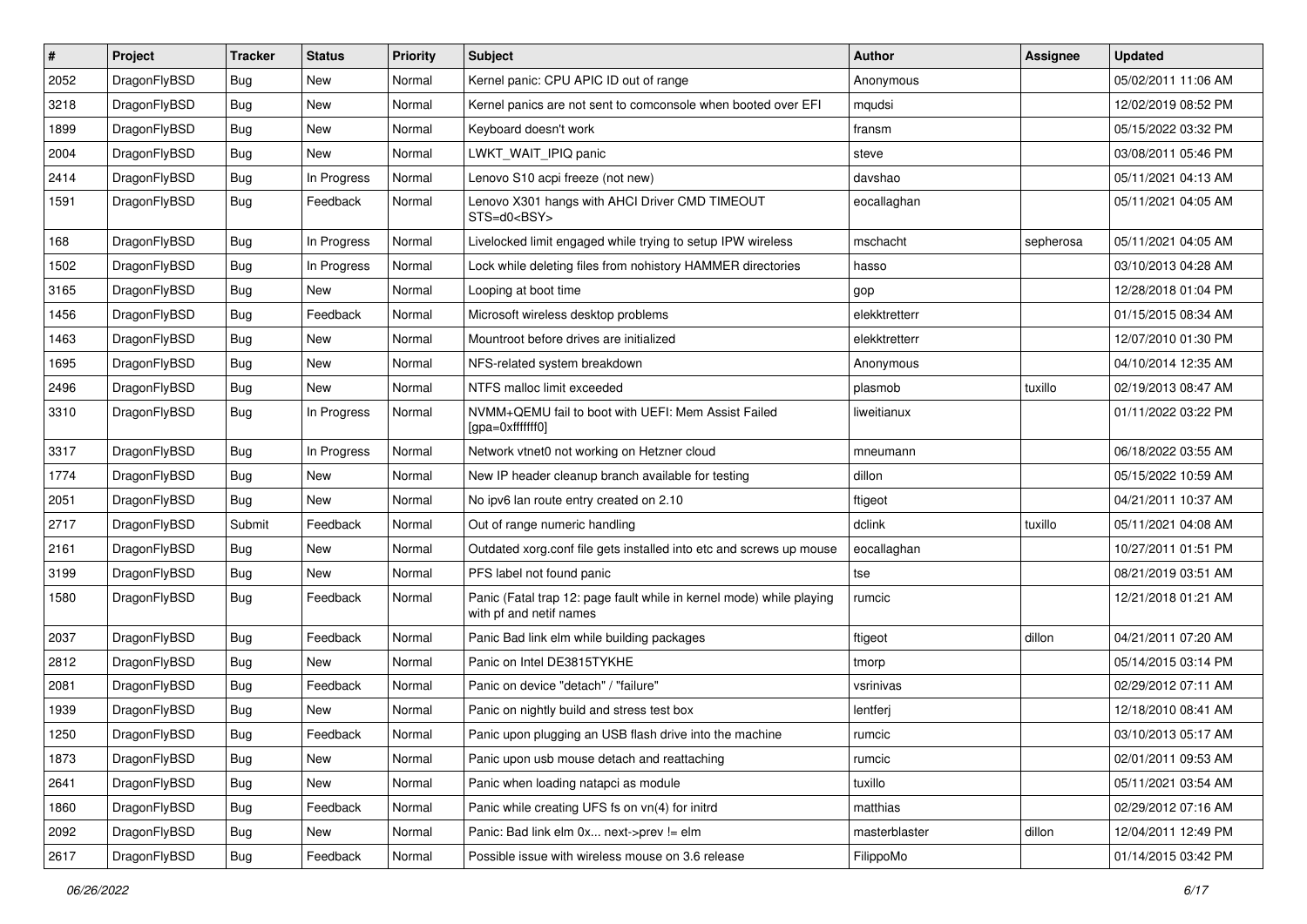| # | Project | Tracker | Status | Priority | Subject | Author | Assignee | Updated |
| --- | --- | --- | --- | --- | --- | --- | --- | --- |
| 2052 | DragonFlyBSD | Bug | New | Normal | Kernel panic: CPU APIC ID out of range | Anonymous | | 05/02/2011 11:06 AM |
| 3218 | DragonFlyBSD | Bug | New | Normal | Kernel panics are not sent to comconsole when booted over EFI | mqudsi | | 12/02/2019 08:52 PM |
| 1899 | DragonFlyBSD | Bug | New | Normal | Keyboard doesn't work | fransm | | 05/15/2022 03:32 PM |
| 2004 | DragonFlyBSD | Bug | New | Normal | LWKT_WAIT_IPIQ panic | steve | | 03/08/2011 05:46 PM |
| 2414 | DragonFlyBSD | Bug | In Progress | Normal | Lenovo S10 acpi freeze (not new) | davshao | | 05/11/2021 04:13 AM |
| 1591 | DragonFlyBSD | Bug | Feedback | Normal | Lenovo X301 hangs with AHCI Driver CMD TIMEOUT STS=d0<BSY> | eocallaghan | | 05/11/2021 04:05 AM |
| 168 | DragonFlyBSD | Bug | In Progress | Normal | Livelocked limit engaged while trying to setup IPW wireless | mschacht | sepherosa | 05/11/2021 04:05 AM |
| 1502 | DragonFlyBSD | Bug | In Progress | Normal | Lock while deleting files from nohistory HAMMER directories | hasso | | 03/10/2013 04:28 AM |
| 3165 | DragonFlyBSD | Bug | New | Normal | Looping at boot time | gop | | 12/28/2018 01:04 PM |
| 1456 | DragonFlyBSD | Bug | Feedback | Normal | Microsoft wireless desktop problems | elekktretterr | | 01/15/2015 08:34 AM |
| 1463 | DragonFlyBSD | Bug | New | Normal | Mountroot before drives are initialized | elekktretterr | | 12/07/2010 01:30 PM |
| 1695 | DragonFlyBSD | Bug | New | Normal | NFS-related system breakdown | Anonymous | | 04/10/2014 12:35 AM |
| 2496 | DragonFlyBSD | Bug | New | Normal | NTFS malloc limit exceeded | plasmob | tuxillo | 02/19/2013 08:47 AM |
| 3310 | DragonFlyBSD | Bug | In Progress | Normal | NVMM+QEMU fail to boot with UEFI: Mem Assist Failed [gpa=0xfffffff0] | liweitianux | | 01/11/2022 03:22 PM |
| 3317 | DragonFlyBSD | Bug | In Progress | Normal | Network vtnet0 not working on Hetzner cloud | mneumann | | 06/18/2022 03:55 AM |
| 1774 | DragonFlyBSD | Bug | New | Normal | New IP header cleanup branch available for testing | dillon | | 05/15/2022 10:59 AM |
| 2051 | DragonFlyBSD | Bug | New | Normal | No ipv6 lan route entry created on 2.10 | ftigeot | | 04/21/2011 10:37 AM |
| 2717 | DragonFlyBSD | Submit | Feedback | Normal | Out of range numeric handling | dclink | tuxillo | 05/11/2021 04:08 AM |
| 2161 | DragonFlyBSD | Bug | New | Normal | Outdated xorg.conf file gets installed into etc and screws up mouse | eocallaghan | | 10/27/2011 01:51 PM |
| 3199 | DragonFlyBSD | Bug | New | Normal | PFS label not found panic | tse | | 08/21/2019 03:51 AM |
| 1580 | DragonFlyBSD | Bug | Feedback | Normal | Panic (Fatal trap 12: page fault while in kernel mode) while playing with pf and netif names | rumcic | | 12/21/2018 01:21 AM |
| 2037 | DragonFlyBSD | Bug | Feedback | Normal | Panic Bad link elm while building packages | ftigeot | dillon | 04/21/2011 07:20 AM |
| 2812 | DragonFlyBSD | Bug | New | Normal | Panic on Intel DE3815TYKHE | tmorp | | 05/14/2015 03:14 PM |
| 2081 | DragonFlyBSD | Bug | Feedback | Normal | Panic on device "detach" / "failure" | vsrinivas | | 02/29/2012 07:11 AM |
| 1939 | DragonFlyBSD | Bug | New | Normal | Panic on nightly build and stress test box | lentferj | | 12/18/2010 08:41 AM |
| 1250 | DragonFlyBSD | Bug | Feedback | Normal | Panic upon plugging an USB flash drive into the machine | rumcic | | 03/10/2013 05:17 AM |
| 1873 | DragonFlyBSD | Bug | New | Normal | Panic upon usb mouse detach and reattaching | rumcic | | 02/01/2011 09:53 AM |
| 2641 | DragonFlyBSD | Bug | New | Normal | Panic when loading natapci as module | tuxillo | | 05/11/2021 03:54 AM |
| 1860 | DragonFlyBSD | Bug | Feedback | Normal | Panic while creating UFS fs on vn(4) for initrd | matthias | | 02/29/2012 07:16 AM |
| 2092 | DragonFlyBSD | Bug | New | Normal | Panic: Bad link elm 0x... next->prev != elm | masterblaster | dillon | 12/04/2011 12:49 PM |
| 2617 | DragonFlyBSD | Bug | Feedback | Normal | Possible issue with wireless mouse on 3.6 release | FilippoMo | | 01/14/2015 03:42 PM |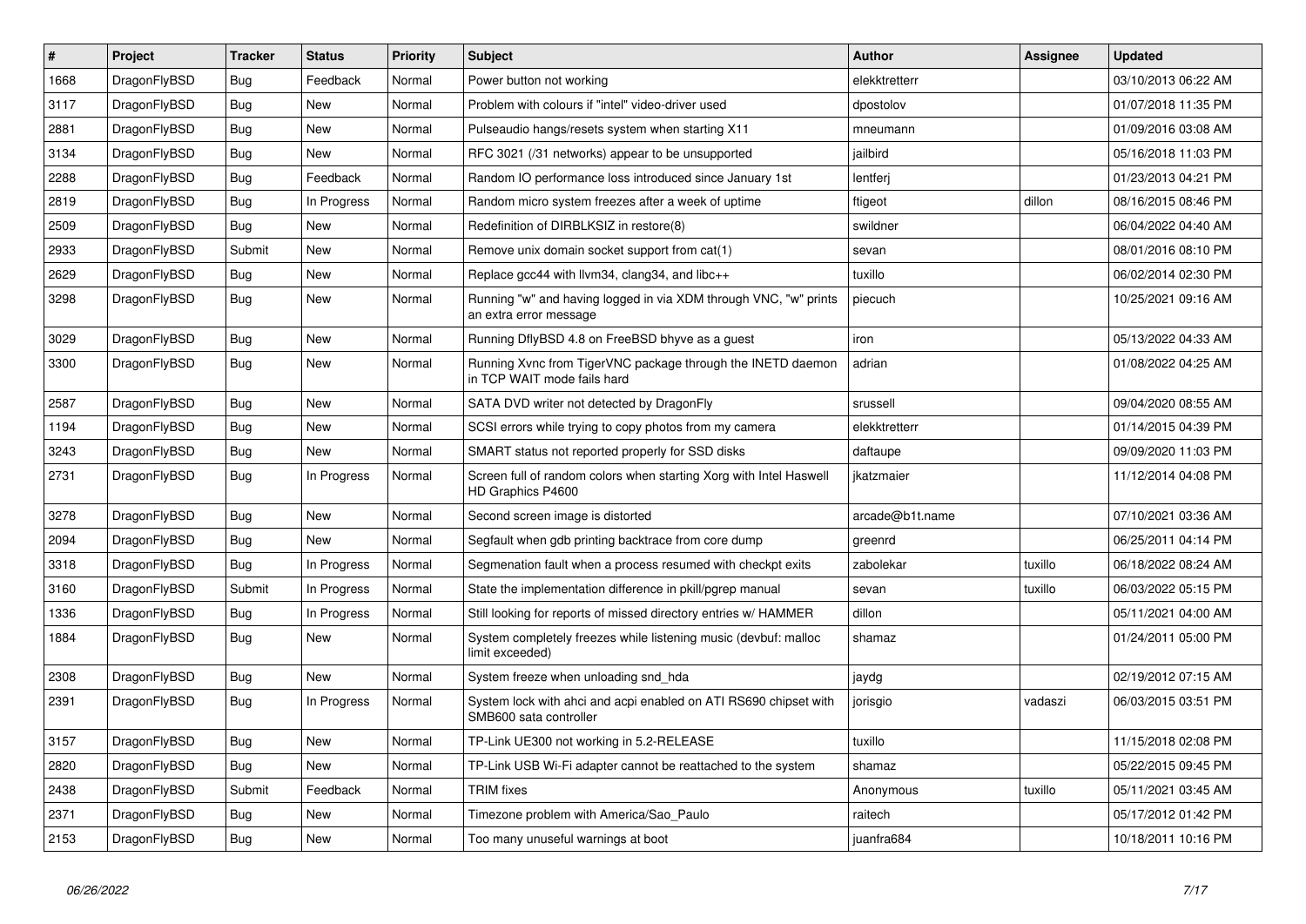| # | Project | Tracker | Status | Priority | Subject | Author | Assignee | Updated |
|---|---|---|---|---|---|---|---|---|
| 1668 | DragonFlyBSD | Bug | Feedback | Normal | Power button not working | elekktretterr | | 03/10/2013 06:22 AM |
| 3117 | DragonFlyBSD | Bug | New | Normal | Problem with colours if "intel" video-driver used | dpostolov | | 01/07/2018 11:35 PM |
| 2881 | DragonFlyBSD | Bug | New | Normal | Pulseaudio hangs/resets system when starting X11 | mneumann | | 01/09/2016 03:08 AM |
| 3134 | DragonFlyBSD | Bug | New | Normal | RFC 3021 (/31 networks) appear to be unsupported | jailbird | | 05/16/2018 11:03 PM |
| 2288 | DragonFlyBSD | Bug | Feedback | Normal | Random IO performance loss introduced since January 1st | lentferj | | 01/23/2013 04:21 PM |
| 2819 | DragonFlyBSD | Bug | In Progress | Normal | Random micro system freezes after a week of uptime | ftigeot | dillon | 08/16/2015 08:46 PM |
| 2509 | DragonFlyBSD | Bug | New | Normal | Redefinition of DIRBLKSIZ in restore(8) | swildner | | 06/04/2022 04:40 AM |
| 2933 | DragonFlyBSD | Submit | New | Normal | Remove unix domain socket support from cat(1) | sevan | | 08/01/2016 08:10 PM |
| 2629 | DragonFlyBSD | Bug | New | Normal | Replace gcc44 with llvm34, clang34, and libc++ | tuxillo | | 06/02/2014 02:30 PM |
| 3298 | DragonFlyBSD | Bug | New | Normal | Running "w" and having logged in via XDM through VNC, "w" prints an extra error message | piecuch | | 10/25/2021 09:16 AM |
| 3029 | DragonFlyBSD | Bug | New | Normal | Running DflyBSD 4.8 on FreeBSD bhyve as a guest | iron | | 05/13/2022 04:33 AM |
| 3300 | DragonFlyBSD | Bug | New | Normal | Running Xvnc from TigerVNC package through the INETD daemon in TCP WAIT mode fails hard | adrian | | 01/08/2022 04:25 AM |
| 2587 | DragonFlyBSD | Bug | New | Normal | SATA DVD writer not detected by DragonFly | srussell | | 09/04/2020 08:55 AM |
| 1194 | DragonFlyBSD | Bug | New | Normal | SCSI errors while trying to copy photos from my camera | elekktretterr | | 01/14/2015 04:39 PM |
| 3243 | DragonFlyBSD | Bug | New | Normal | SMART status not reported properly for SSD disks | daftaupe | | 09/09/2020 11:03 PM |
| 2731 | DragonFlyBSD | Bug | In Progress | Normal | Screen full of random colors when starting Xorg with Intel Haswell HD Graphics P4600 | jkatzmaier | | 11/12/2014 04:08 PM |
| 3278 | DragonFlyBSD | Bug | New | Normal | Second screen image is distorted | arcade@b1t.name | | 07/10/2021 03:36 AM |
| 2094 | DragonFlyBSD | Bug | New | Normal | Segfault when gdb printing backtrace from core dump | greenrd | | 06/25/2011 04:14 PM |
| 3318 | DragonFlyBSD | Bug | In Progress | Normal | Segmenation fault when a process resumed with checkpt exits | zabolekar | tuxillo | 06/18/2022 08:24 AM |
| 3160 | DragonFlyBSD | Submit | In Progress | Normal | State the implementation difference in pkill/pgrep manual | sevan | tuxillo | 06/03/2022 05:15 PM |
| 1336 | DragonFlyBSD | Bug | In Progress | Normal | Still looking for reports of missed directory entries w/ HAMMER | dillon | | 05/11/2021 04:00 AM |
| 1884 | DragonFlyBSD | Bug | New | Normal | System completely freezes while listening music (devbuf: malloc limit exceeded) | shamaz | | 01/24/2011 05:00 PM |
| 2308 | DragonFlyBSD | Bug | New | Normal | System freeze when unloading snd_hda | jaydg | | 02/19/2012 07:15 AM |
| 2391 | DragonFlyBSD | Bug | In Progress | Normal | System lock with ahci and acpi enabled on ATI RS690 chipset with SMB600 sata controller | jorisgio | vadaszi | 06/03/2015 03:51 PM |
| 3157 | DragonFlyBSD | Bug | New | Normal | TP-Link UE300 not working in 5.2-RELEASE | tuxillo | | 11/15/2018 02:08 PM |
| 2820 | DragonFlyBSD | Bug | New | Normal | TP-Link USB Wi-Fi adapter cannot be reattached to the system | shamaz | | 05/22/2015 09:45 PM |
| 2438 | DragonFlyBSD | Submit | Feedback | Normal | TRIM fixes | Anonymous | tuxillo | 05/11/2021 03:45 AM |
| 2371 | DragonFlyBSD | Bug | New | Normal | Timezone problem with America/Sao_Paulo | raitech | | 05/17/2012 01:42 PM |
| 2153 | DragonFlyBSD | Bug | New | Normal | Too many unuseful warnings at boot | juanfra684 | | 10/18/2011 10:16 PM |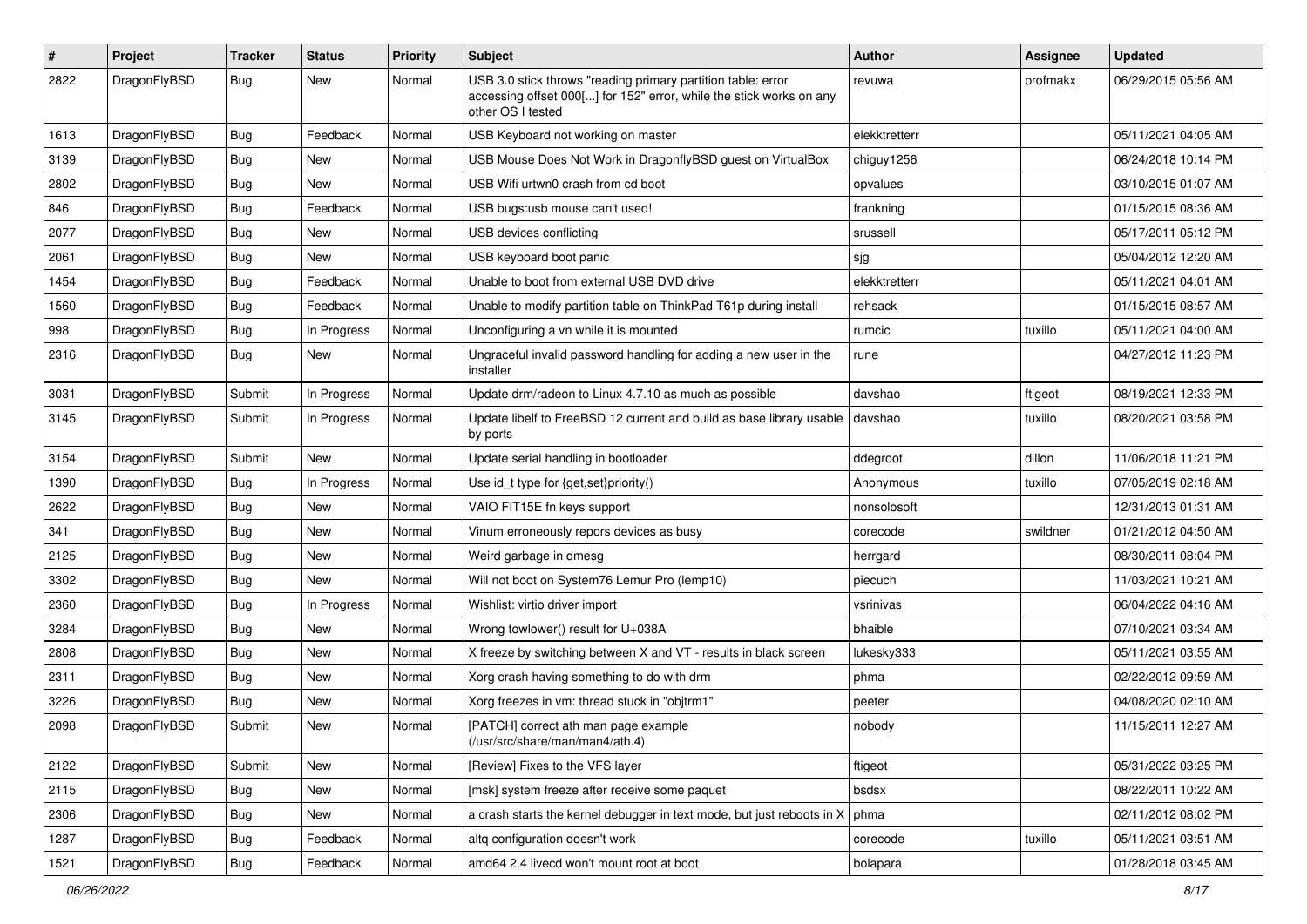| # | Project | Tracker | Status | Priority | Subject | Author | Assignee | Updated |
|---|---|---|---|---|---|---|---|---|
| 2822 | DragonFlyBSD | Bug | New | Normal | USB 3.0 stick throws "reading primary partition table: error accessing offset 000[...] for 152" error, while the stick works on any other OS I tested | revuwa | profmakx | 06/29/2015 05:56 AM |
| 1613 | DragonFlyBSD | Bug | Feedback | Normal | USB Keyboard not working on master | elekktretterr | | 05/11/2021 04:05 AM |
| 3139 | DragonFlyBSD | Bug | New | Normal | USB Mouse Does Not Work in DragonflyBSD guest on VirtualBox | chiguy1256 | | 06/24/2018 10:14 PM |
| 2802 | DragonFlyBSD | Bug | New | Normal | USB Wifi urtwn0 crash from cd boot | opvalues | | 03/10/2015 01:07 AM |
| 846 | DragonFlyBSD | Bug | Feedback | Normal | USB bugs:usb mouse can't used! | frankning | | 01/15/2015 08:36 AM |
| 2077 | DragonFlyBSD | Bug | New | Normal | USB devices conflicting | srussell | | 05/17/2011 05:12 PM |
| 2061 | DragonFlyBSD | Bug | New | Normal | USB keyboard boot panic | sjg | | 05/04/2012 12:20 AM |
| 1454 | DragonFlyBSD | Bug | Feedback | Normal | Unable to boot from external USB DVD drive | elekktretterr | | 05/11/2021 04:01 AM |
| 1560 | DragonFlyBSD | Bug | Feedback | Normal | Unable to modify partition table on ThinkPad T61p during install | rehsack | | 01/15/2015 08:57 AM |
| 998 | DragonFlyBSD | Bug | In Progress | Normal | Unconfiguring a vn while it is mounted | rumcic | tuxillo | 05/11/2021 04:00 AM |
| 2316 | DragonFlyBSD | Bug | New | Normal | Ungraceful invalid password handling for adding a new user in the installer | rune | | 04/27/2012 11:23 PM |
| 3031 | DragonFlyBSD | Submit | In Progress | Normal | Update drm/radeon to Linux 4.7.10 as much as possible | davshao | ftigeot | 08/19/2021 12:33 PM |
| 3145 | DragonFlyBSD | Submit | In Progress | Normal | Update libelf to FreeBSD 12 current and build as base library usable by ports | davshao | tuxillo | 08/20/2021 03:58 PM |
| 3154 | DragonFlyBSD | Submit | New | Normal | Update serial handling in bootloader | ddegroot | dillon | 11/06/2018 11:21 PM |
| 1390 | DragonFlyBSD | Bug | In Progress | Normal | Use id_t type for {get,set}priority() | Anonymous | tuxillo | 07/05/2019 02:18 AM |
| 2622 | DragonFlyBSD | Bug | New | Normal | VAIO FIT15E fn keys support | nonsolosoft | | 12/31/2013 01:31 AM |
| 341 | DragonFlyBSD | Bug | New | Normal | Vinum erroneously repors devices as busy | corecode | swildner | 01/21/2012 04:50 AM |
| 2125 | DragonFlyBSD | Bug | New | Normal | Weird garbage in dmesg | herrgard | | 08/30/2011 08:04 PM |
| 3302 | DragonFlyBSD | Bug | New | Normal | Will not boot on System76 Lemur Pro (lemp10) | piecuch | | 11/03/2021 10:21 AM |
| 2360 | DragonFlyBSD | Bug | In Progress | Normal | Wishlist: virtio driver import | vsrinivas | | 06/04/2022 04:16 AM |
| 3284 | DragonFlyBSD | Bug | New | Normal | Wrong towlower() result for U+038A | bhaible | | 07/10/2021 03:34 AM |
| 2808 | DragonFlyBSD | Bug | New | Normal | X freeze by switching between X and VT - results in black screen | lukesky333 | | 05/11/2021 03:55 AM |
| 2311 | DragonFlyBSD | Bug | New | Normal | Xorg crash having something to do with drm | phma | | 02/22/2012 09:59 AM |
| 3226 | DragonFlyBSD | Bug | New | Normal | Xorg freezes in vm: thread stuck in "objtrm1" | peeter | | 04/08/2020 02:10 AM |
| 2098 | DragonFlyBSD | Submit | New | Normal | [PATCH] correct ath man page example (/usr/src/share/man/man4/ath.4) | nobody | | 11/15/2011 12:27 AM |
| 2122 | DragonFlyBSD | Submit | New | Normal | [Review] Fixes to the VFS layer | ftigeot | | 05/31/2022 03:25 PM |
| 2115 | DragonFlyBSD | Bug | New | Normal | [msk] system freeze after receive some paquet | bsdsx | | 08/22/2011 10:22 AM |
| 2306 | DragonFlyBSD | Bug | New | Normal | a crash starts the kernel debugger in text mode, but just reboots in X | phma | | 02/11/2012 08:02 PM |
| 1287 | DragonFlyBSD | Bug | Feedback | Normal | altq configuration doesn't work | corecode | tuxillo | 05/11/2021 03:51 AM |
| 1521 | DragonFlyBSD | Bug | Feedback | Normal | amd64 2.4 livecd won't mount root at boot | bolapara | | 01/28/2018 03:45 AM |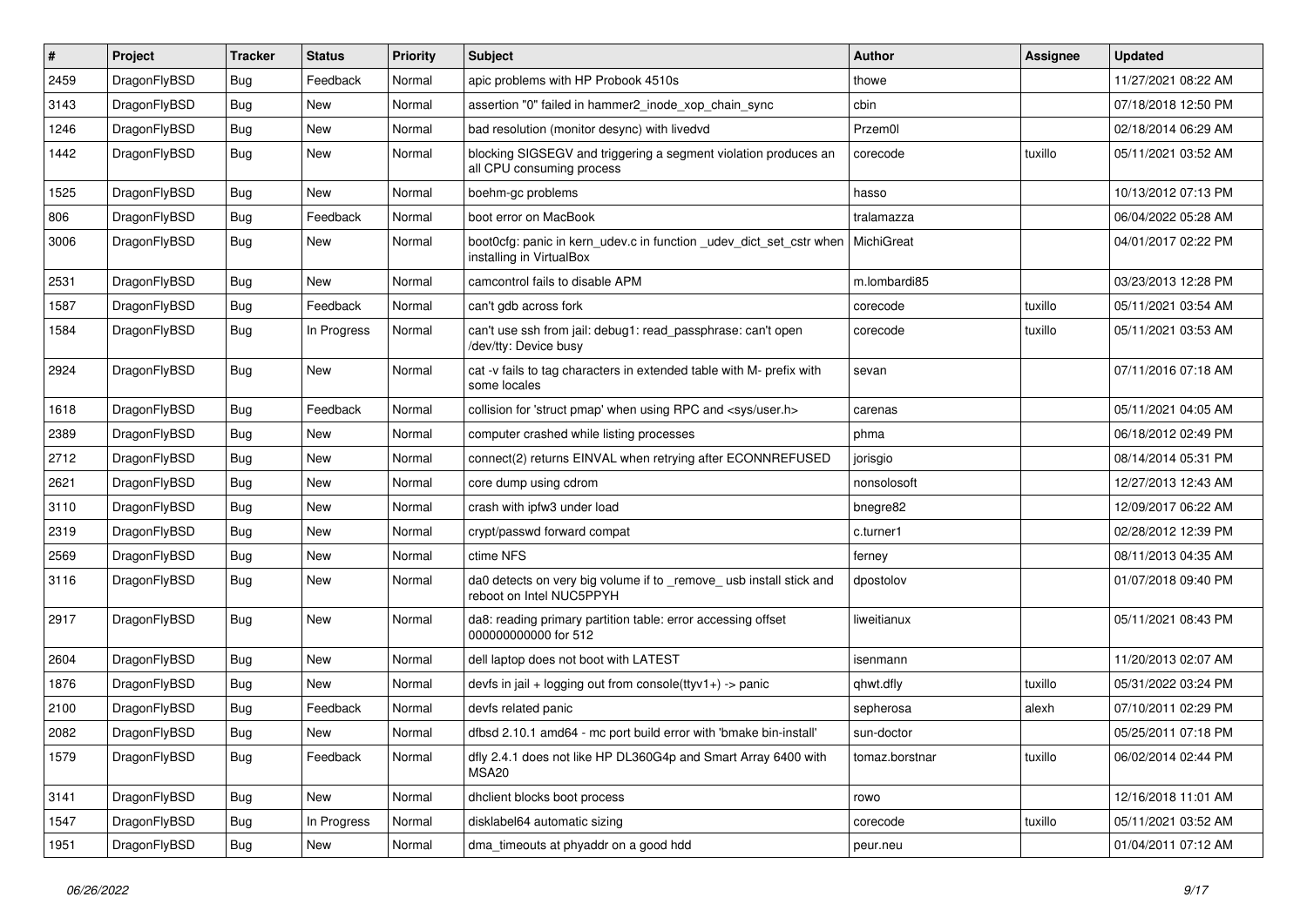| # | Project | Tracker | Status | Priority | Subject | Author | Assignee | Updated |
| --- | --- | --- | --- | --- | --- | --- | --- | --- |
| 2459 | DragonFlyBSD | Bug | Feedback | Normal | apic problems with HP Probook 4510s | thowe | | 11/27/2021 08:22 AM |
| 3143 | DragonFlyBSD | Bug | New | Normal | assertion "0" failed in hammer2_inode_xop_chain_sync | cbin | | 07/18/2018 12:50 PM |
| 1246 | DragonFlyBSD | Bug | New | Normal | bad resolution (monitor desync) with livedvd | Przem0l | | 02/18/2014 06:29 AM |
| 1442 | DragonFlyBSD | Bug | New | Normal | blocking SIGSEGV and triggering a segment violation produces an all CPU consuming process | corecode | tuxillo | 05/11/2021 03:52 AM |
| 1525 | DragonFlyBSD | Bug | New | Normal | boehm-gc problems | hasso | | 10/13/2012 07:13 PM |
| 806 | DragonFlyBSD | Bug | Feedback | Normal | boot error on MacBook | tralamazza | | 06/04/2022 05:28 AM |
| 3006 | DragonFlyBSD | Bug | New | Normal | boot0cfg: panic in kern_udev.c in function _udev_dict_set_cstr when installing in VirtualBox | MichiGreat | | 04/01/2017 02:22 PM |
| 2531 | DragonFlyBSD | Bug | New | Normal | camcontrol fails to disable APM | m.lombardi85 | | 03/23/2013 12:28 PM |
| 1587 | DragonFlyBSD | Bug | Feedback | Normal | can't gdb across fork | corecode | tuxillo | 05/11/2021 03:54 AM |
| 1584 | DragonFlyBSD | Bug | In Progress | Normal | can't use ssh from jail: debug1: read_passphrase: can't open /dev/tty: Device busy | corecode | tuxillo | 05/11/2021 03:53 AM |
| 2924 | DragonFlyBSD | Bug | New | Normal | cat -v fails to tag characters in extended table with M- prefix with some locales | sevan | | 07/11/2016 07:18 AM |
| 1618 | DragonFlyBSD | Bug | Feedback | Normal | collision for 'struct pmap' when using RPC and <sys/user.h> | carenas | | 05/11/2021 04:05 AM |
| 2389 | DragonFlyBSD | Bug | New | Normal | computer crashed while listing processes | phma | | 06/18/2012 02:49 PM |
| 2712 | DragonFlyBSD | Bug | New | Normal | connect(2) returns EINVAL when retrying after ECONNREFUSED | jorisgio | | 08/14/2014 05:31 PM |
| 2621 | DragonFlyBSD | Bug | New | Normal | core dump using cdrom | nonsolosoft | | 12/27/2013 12:43 AM |
| 3110 | DragonFlyBSD | Bug | New | Normal | crash with ipfw3 under load | bnegre82 | | 12/09/2017 06:22 AM |
| 2319 | DragonFlyBSD | Bug | New | Normal | crypt/passwd forward compat | c.turner1 | | 02/28/2012 12:39 PM |
| 2569 | DragonFlyBSD | Bug | New | Normal | ctime NFS | ferney | | 08/11/2013 04:35 AM |
| 3116 | DragonFlyBSD | Bug | New | Normal | da0 detects on very big volume if to _remove_ usb install stick and reboot on Intel NUC5PPYH | dpostolov | | 01/07/2018 09:40 PM |
| 2917 | DragonFlyBSD | Bug | New | Normal | da8: reading primary partition table: error accessing offset 000000000000 for 512 | liweitianux | | 05/11/2021 08:43 PM |
| 2604 | DragonFlyBSD | Bug | New | Normal | dell laptop does not boot with LATEST | isenmann | | 11/20/2013 02:07 AM |
| 1876 | DragonFlyBSD | Bug | New | Normal | devfs in jail + logging out from console(ttyv1+) -> panic | qhwt.dfly | tuxillo | 05/31/2022 03:24 PM |
| 2100 | DragonFlyBSD | Bug | Feedback | Normal | devfs related panic | sepherosa | alexh | 07/10/2011 02:29 PM |
| 2082 | DragonFlyBSD | Bug | New | Normal | dfbsd 2.10.1 amd64 - mc port build error with 'bmake bin-install' | sun-doctor | | 05/25/2011 07:18 PM |
| 1579 | DragonFlyBSD | Bug | Feedback | Normal | dfly 2.4.1 does not like HP DL360G4p and Smart Array 6400 with MSA20 | tomaz.borstnar | tuxillo | 06/02/2014 02:44 PM |
| 3141 | DragonFlyBSD | Bug | New | Normal | dhclient blocks boot process | rowo | | 12/16/2018 11:01 AM |
| 1547 | DragonFlyBSD | Bug | In Progress | Normal | disklabel64 automatic sizing | corecode | tuxillo | 05/11/2021 03:52 AM |
| 1951 | DragonFlyBSD | Bug | New | Normal | dma_timeouts at phyaddr on a good hdd | peur.neu | | 01/04/2011 07:12 AM |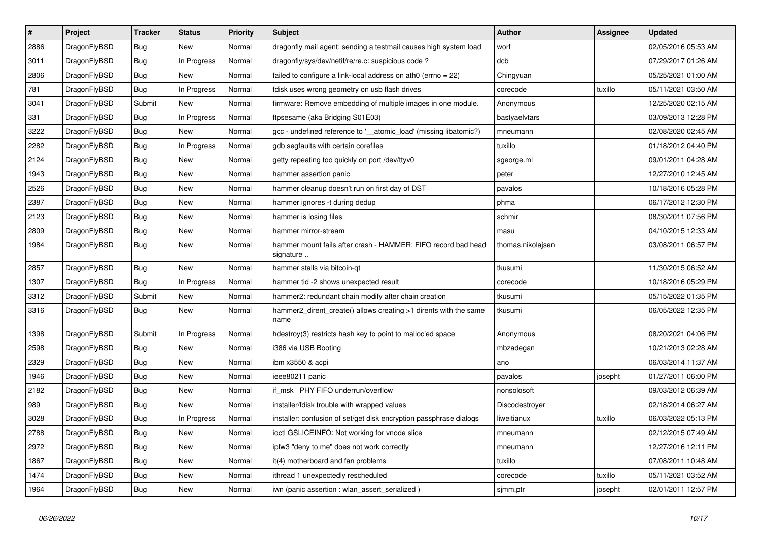| # | Project | Tracker | Status | Priority | Subject | Author | Assignee | Updated |
|---|---|---|---|---|---|---|---|---|
| 2886 | DragonFlyBSD | Bug | New | Normal | dragonfly mail agent: sending a testmail causes high system load | worf | | 02/05/2016 05:53 AM |
| 3011 | DragonFlyBSD | Bug | In Progress | Normal | dragonfly/sys/dev/netif/re/re.c: suspicious code ? | dcb | | 07/29/2017 01:26 AM |
| 2806 | DragonFlyBSD | Bug | New | Normal | failed to configure a link-local address on ath0 (errno = 22) | Chingyuan | | 05/25/2021 01:00 AM |
| 781 | DragonFlyBSD | Bug | In Progress | Normal | fdisk uses wrong geometry on usb flash drives | corecode | tuxillo | 05/11/2021 03:50 AM |
| 3041 | DragonFlyBSD | Submit | New | Normal | firmware: Remove embedding of multiple images in one module. | Anonymous | | 12/25/2020 02:15 AM |
| 331 | DragonFlyBSD | Bug | In Progress | Normal | ftpsesame (aka Bridging S01E03) | bastyaelvtars | | 03/09/2013 12:28 PM |
| 3222 | DragonFlyBSD | Bug | New | Normal | gcc - undefined reference to '__atomic_load' (missing libatomic?) | mneumann | | 02/08/2020 02:45 AM |
| 2282 | DragonFlyBSD | Bug | In Progress | Normal | gdb segfaults with certain corefiles | tuxillo | | 01/18/2012 04:40 PM |
| 2124 | DragonFlyBSD | Bug | New | Normal | getty repeating too quickly on port /dev/ttyv0 | sgeorge.ml | | 09/01/2011 04:28 AM |
| 1943 | DragonFlyBSD | Bug | New | Normal | hammer assertion panic | peter | | 12/27/2010 12:45 AM |
| 2526 | DragonFlyBSD | Bug | New | Normal | hammer cleanup doesn't run on first day of DST | pavalos | | 10/18/2016 05:28 PM |
| 2387 | DragonFlyBSD | Bug | New | Normal | hammer ignores -t during dedup | phma | | 06/17/2012 12:30 PM |
| 2123 | DragonFlyBSD | Bug | New | Normal | hammer is losing files | schmir | | 08/30/2011 07:56 PM |
| 2809 | DragonFlyBSD | Bug | New | Normal | hammer mirror-stream | masu | | 04/10/2015 12:33 AM |
| 1984 | DragonFlyBSD | Bug | New | Normal | hammer mount fails after crash - HAMMER: FIFO record bad head signature .. | thomas.nikolajsen | | 03/08/2011 06:57 PM |
| 2857 | DragonFlyBSD | Bug | New | Normal | hammer stalls via bitcoin-qt | tkusumi | | 11/30/2015 06:52 AM |
| 1307 | DragonFlyBSD | Bug | In Progress | Normal | hammer tid -2 shows unexpected result | corecode | | 10/18/2016 05:29 PM |
| 3312 | DragonFlyBSD | Submit | New | Normal | hammer2: redundant chain modify after chain creation | tkusumi | | 05/15/2022 01:35 PM |
| 3316 | DragonFlyBSD | Bug | New | Normal | hammer2_dirent_create() allows creating >1 dirents with the same name | tkusumi | | 06/05/2022 12:35 PM |
| 1398 | DragonFlyBSD | Submit | In Progress | Normal | hdestroy(3) restricts hash key to point to malloc'ed space | Anonymous | | 08/20/2021 04:06 PM |
| 2598 | DragonFlyBSD | Bug | New | Normal | i386 via USB Booting | mbzadegan | | 10/21/2013 02:28 AM |
| 2329 | DragonFlyBSD | Bug | New | Normal | ibm x3550 & acpi | ano | | 06/03/2014 11:37 AM |
| 1946 | DragonFlyBSD | Bug | New | Normal | ieee80211 panic | pavalos | josepht | 01/27/2011 06:00 PM |
| 2182 | DragonFlyBSD | Bug | New | Normal | if_msk PHY FIFO underrun/overflow | nonsolosoft | | 09/03/2012 06:39 AM |
| 989 | DragonFlyBSD | Bug | New | Normal | installer/fdisk trouble with wrapped values | Discodestroyer | | 02/18/2014 06:27 AM |
| 3028 | DragonFlyBSD | Bug | In Progress | Normal | installer: confusion of set/get disk encryption passphrase dialogs | liweitianux | tuxillo | 06/03/2022 05:13 PM |
| 2788 | DragonFlyBSD | Bug | New | Normal | ioctl GSLICEINFO: Not working for vnode slice | mneumann | | 02/12/2015 07:49 AM |
| 2972 | DragonFlyBSD | Bug | New | Normal | ipfw3 "deny to me" does not work correctly | mneumann | | 12/27/2016 12:11 PM |
| 1867 | DragonFlyBSD | Bug | New | Normal | it(4) motherboard and fan problems | tuxillo | | 07/08/2011 10:48 AM |
| 1474 | DragonFlyBSD | Bug | New | Normal | ithread 1 unexpectedly rescheduled | corecode | tuxillo | 05/11/2021 03:52 AM |
| 1964 | DragonFlyBSD | Bug | New | Normal | iwn (panic assertion : wlan_assert_serialized ) | sjmm.ptr | josepht | 02/01/2011 12:57 PM |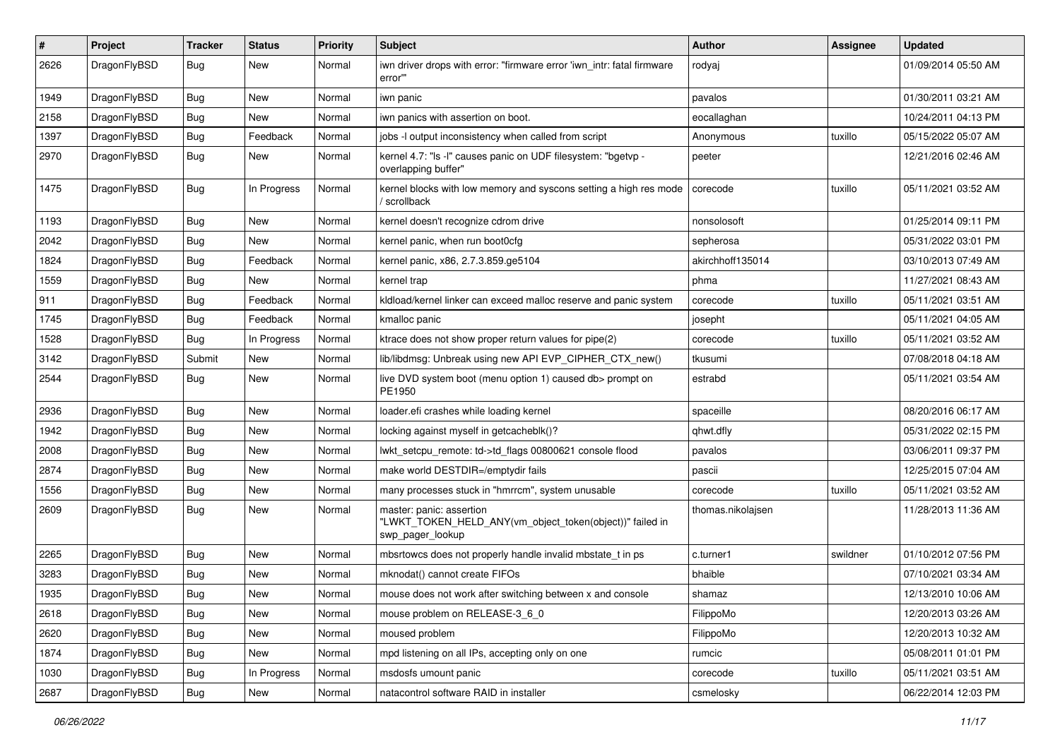| # | Project | Tracker | Status | Priority | Subject | Author | Assignee | Updated |
|---|---|---|---|---|---|---|---|---|
| 2626 | DragonFlyBSD | Bug | New | Normal | iwn driver drops with error: "firmware error 'iwn_intr: fatal firmware error'" | rodyaj | | 01/09/2014 05:50 AM |
| 1949 | DragonFlyBSD | Bug | New | Normal | iwn panic | pavalos | | 01/30/2011 03:21 AM |
| 2158 | DragonFlyBSD | Bug | New | Normal | iwn panics with assertion on boot. | eocallaghan | | 10/24/2011 04:13 PM |
| 1397 | DragonFlyBSD | Bug | Feedback | Normal | jobs -l output inconsistency when called from script | Anonymous | tuxillo | 05/15/2022 05:07 AM |
| 2970 | DragonFlyBSD | Bug | New | Normal | kernel 4.7: "ls -l" causes panic on UDF filesystem: "bgetvp - overlapping buffer" | peeter | | 12/21/2016 02:46 AM |
| 1475 | DragonFlyBSD | Bug | In Progress | Normal | kernel blocks with low memory and syscons setting a high res mode / scrollback | corecode | tuxillo | 05/11/2021 03:52 AM |
| 1193 | DragonFlyBSD | Bug | New | Normal | kernel doesn't recognize cdrom drive | nonsolosoft | | 01/25/2014 09:11 PM |
| 2042 | DragonFlyBSD | Bug | New | Normal | kernel panic, when run boot0cfg | sepherosa | | 05/31/2022 03:01 PM |
| 1824 | DragonFlyBSD | Bug | Feedback | Normal | kernel panic, x86, 2.7.3.859.ge5104 | akirchhoff135014 | | 03/10/2013 07:49 AM |
| 1559 | DragonFlyBSD | Bug | New | Normal | kernel trap | phma | | 11/27/2021 08:43 AM |
| 911 | DragonFlyBSD | Bug | Feedback | Normal | kldload/kernel linker can exceed malloc reserve and panic system | corecode | tuxillo | 05/11/2021 03:51 AM |
| 1745 | DragonFlyBSD | Bug | Feedback | Normal | kmalloc panic | josepht | | 05/11/2021 04:05 AM |
| 1528 | DragonFlyBSD | Bug | In Progress | Normal | ktrace does not show proper return values for pipe(2) | corecode | tuxillo | 05/11/2021 03:52 AM |
| 3142 | DragonFlyBSD | Submit | New | Normal | lib/libdmsg: Unbreak using new API EVP_CIPHER_CTX_new() | tkusumi | | 07/08/2018 04:18 AM |
| 2544 | DragonFlyBSD | Bug | New | Normal | live DVD system boot (menu option 1) caused db> prompt on PE1950 | estrabd | | 05/11/2021 03:54 AM |
| 2936 | DragonFlyBSD | Bug | New | Normal | loader.efi crashes while loading kernel | spaceille | | 08/20/2016 06:17 AM |
| 1942 | DragonFlyBSD | Bug | New | Normal | locking against myself in getcacheblk()? | qhwt.dfly | | 05/31/2022 02:15 PM |
| 2008 | DragonFlyBSD | Bug | New | Normal | lwkt_setcpu_remote: td->td_flags 00800621 console flood | pavalos | | 03/06/2011 09:37 PM |
| 2874 | DragonFlyBSD | Bug | New | Normal | make world DESTDIR=/emptydir fails | pascii | | 12/25/2015 07:04 AM |
| 1556 | DragonFlyBSD | Bug | New | Normal | many processes stuck in "hmrrcm", system unusable | corecode | tuxillo | 05/11/2021 03:52 AM |
| 2609 | DragonFlyBSD | Bug | New | Normal | master: panic: assertion "LWKT_TOKEN_HELD_ANY(vm_object_token(object))" failed in swp_pager_lookup | thomas.nikolajsen | | 11/28/2013 11:36 AM |
| 2265 | DragonFlyBSD | Bug | New | Normal | mbsrtowcs does not properly handle invalid mbstate_t in ps | c.turner1 | swildner | 01/10/2012 07:56 PM |
| 3283 | DragonFlyBSD | Bug | New | Normal | mknodat() cannot create FIFOs | bhaible | | 07/10/2021 03:34 AM |
| 1935 | DragonFlyBSD | Bug | New | Normal | mouse does not work after switching between x and console | shamaz | | 12/13/2010 10:06 AM |
| 2618 | DragonFlyBSD | Bug | New | Normal | mouse problem on RELEASE-3_6_0 | FilippoMo | | 12/20/2013 03:26 AM |
| 2620 | DragonFlyBSD | Bug | New | Normal | moused problem | FilippoMo | | 12/20/2013 10:32 AM |
| 1874 | DragonFlyBSD | Bug | New | Normal | mpd listening on all IPs, accepting only on one | rumcic | | 05/08/2011 01:01 PM |
| 1030 | DragonFlyBSD | Bug | In Progress | Normal | msdosfs umount panic | corecode | tuxillo | 05/11/2021 03:51 AM |
| 2687 | DragonFlyBSD | Bug | New | Normal | natacontrol software RAID in installer | csmelosky | | 06/22/2014 12:03 PM |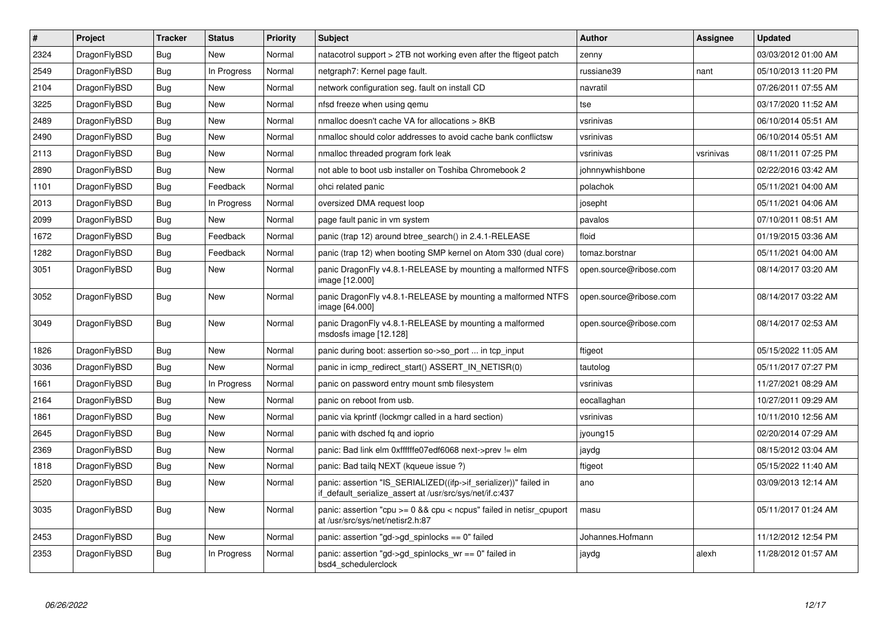| # | Project | Tracker | Status | Priority | Subject | Author | Assignee | Updated |
|---|---|---|---|---|---|---|---|---|
| 2324 | DragonFlyBSD | Bug | New | Normal | natacotrol support > 2TB not working even after the ftigeot patch | zenny | | 03/03/2012 01:00 AM |
| 2549 | DragonFlyBSD | Bug | In Progress | Normal | netgraph7: Kernel page fault. | russiane39 | nant | 05/10/2013 11:20 PM |
| 2104 | DragonFlyBSD | Bug | New | Normal | network configuration seg. fault on install CD | navratil | | 07/26/2011 07:55 AM |
| 3225 | DragonFlyBSD | Bug | New | Normal | nfsd freeze when using qemu | tse | | 03/17/2020 11:52 AM |
| 2489 | DragonFlyBSD | Bug | New | Normal | nmalloc doesn't cache VA for allocations > 8KB | vsrinivas | | 06/10/2014 05:51 AM |
| 2490 | DragonFlyBSD | Bug | New | Normal | nmalloc should color addresses to avoid cache bank conflictsw | vsrinivas | | 06/10/2014 05:51 AM |
| 2113 | DragonFlyBSD | Bug | New | Normal | nmalloc threaded program fork leak | vsrinivas | vsrinivas | 08/11/2011 07:25 PM |
| 2890 | DragonFlyBSD | Bug | New | Normal | not able to boot usb installer on Toshiba Chromebook 2 | johnnywhishbone | | 02/22/2016 03:42 AM |
| 1101 | DragonFlyBSD | Bug | Feedback | Normal | ohci related panic | polachok | | 05/11/2021 04:00 AM |
| 2013 | DragonFlyBSD | Bug | In Progress | Normal | oversized DMA request loop | josepht | | 05/11/2021 04:06 AM |
| 2099 | DragonFlyBSD | Bug | New | Normal | page fault panic in vm system | pavalos | | 07/10/2011 08:51 AM |
| 1672 | DragonFlyBSD | Bug | Feedback | Normal | panic (trap 12) around btree_search() in 2.4.1-RELEASE | floid | | 01/19/2015 03:36 AM |
| 1282 | DragonFlyBSD | Bug | Feedback | Normal | panic (trap 12) when booting SMP kernel on Atom 330 (dual core) | tomaz.borstnar | | 05/11/2021 04:00 AM |
| 3051 | DragonFlyBSD | Bug | New | Normal | panic DragonFly v4.8.1-RELEASE by mounting a malformed NTFS image [12.000] | open.source@ribose.com | | 08/14/2017 03:20 AM |
| 3052 | DragonFlyBSD | Bug | New | Normal | panic DragonFly v4.8.1-RELEASE by mounting a malformed NTFS image [64.000] | open.source@ribose.com | | 08/14/2017 03:22 AM |
| 3049 | DragonFlyBSD | Bug | New | Normal | panic DragonFly v4.8.1-RELEASE by mounting a malformed msdosfs image [12.128] | open.source@ribose.com | | 08/14/2017 02:53 AM |
| 1826 | DragonFlyBSD | Bug | New | Normal | panic during boot: assertion so->so_port ... in tcp_input | ftigeot | | 05/15/2022 11:05 AM |
| 3036 | DragonFlyBSD | Bug | New | Normal | panic in icmp_redirect_start() ASSERT_IN_NETISR(0) | tautolog | | 05/11/2017 07:27 PM |
| 1661 | DragonFlyBSD | Bug | In Progress | Normal | panic on password entry mount smb filesystem | vsrinivas | | 11/27/2021 08:29 AM |
| 2164 | DragonFlyBSD | Bug | New | Normal | panic on reboot from usb. | eocallaghan | | 10/27/2011 09:29 AM |
| 1861 | DragonFlyBSD | Bug | New | Normal | panic via kprintf (lockmgr called in a hard section) | vsrinivas | | 10/11/2010 12:56 AM |
| 2645 | DragonFlyBSD | Bug | New | Normal | panic with dsched fq and ioprio | jyoung15 | | 02/20/2014 07:29 AM |
| 2369 | DragonFlyBSD | Bug | New | Normal | panic: Bad link elm 0xffffffe07edf6068 next->prev != elm | jaydg | | 08/15/2012 03:04 AM |
| 1818 | DragonFlyBSD | Bug | New | Normal | panic: Bad tailq NEXT (kqueue issue ?) | ftigeot | | 05/15/2022 11:40 AM |
| 2520 | DragonFlyBSD | Bug | New | Normal | panic: assertion "IS_SERIALIZED((ifp->if_serializer))" failed in if_default_serialize_assert at /usr/src/sys/net/if.c:437 | ano | | 03/09/2013 12:14 AM |
| 3035 | DragonFlyBSD | Bug | New | Normal | panic: assertion "cpu >= 0 && cpu < ncpus" failed in netisr_cpuport at /usr/src/sys/net/netisr2.h:87 | masu | | 05/11/2017 01:24 AM |
| 2453 | DragonFlyBSD | Bug | New | Normal | panic: assertion "gd->gd_spinlocks == 0" failed | Johannes.Hofmann | | 11/12/2012 12:54 PM |
| 2353 | DragonFlyBSD | Bug | In Progress | Normal | panic: assertion "gd->gd_spinlocks_wr == 0" failed in bsd4_schedulerclock | jaydg | alexh | 11/28/2012 01:57 AM |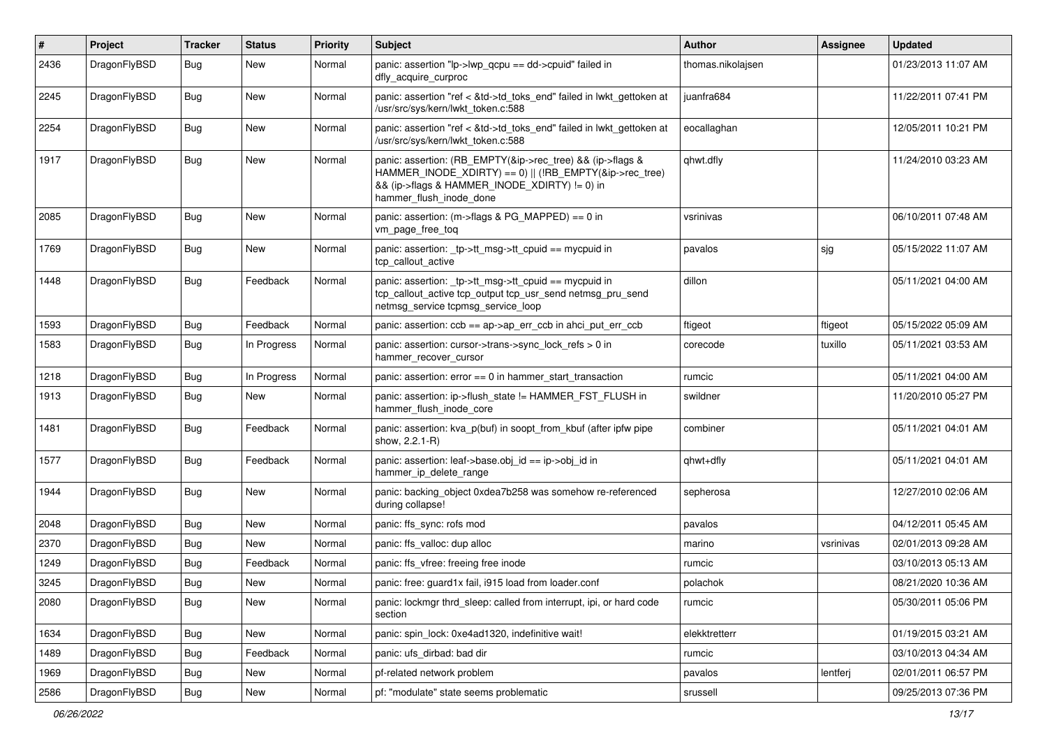| # | Project | Tracker | Status | Priority | Subject | Author | Assignee | Updated |
|---|---|---|---|---|---|---|---|---|
| 2436 | DragonFlyBSD | Bug | New | Normal | panic: assertion "lp->lwp_qcpu == dd->cpuid" failed in dfly_acquire_curproc | thomas.nikolajsen | | 01/23/2013 11:07 AM |
| 2245 | DragonFlyBSD | Bug | New | Normal | panic: assertion "ref < &td->td_toks_end" failed in lwkt_gettoken at /usr/src/sys/kern/lwkt_token.c:588 | juanfra684 | | 11/22/2011 07:41 PM |
| 2254 | DragonFlyBSD | Bug | New | Normal | panic: assertion "ref < &td->td_toks_end" failed in lwkt_gettoken at /usr/src/sys/kern/lwkt_token.c:588 | eocallaghan | | 12/05/2011 10:21 PM |
| 1917 | DragonFlyBSD | Bug | New | Normal | panic: assertion: (RB_EMPTY(&ip->rec_tree) && (ip->flags & HAMMER_INODE_XDIRTY) == 0) \|\| (!RB_EMPTY(&ip->rec_tree) && (ip->flags & HAMMER_INODE_XDIRTY) != 0) in hammer_flush_inode_done | qhwt.dfly | | 11/24/2010 03:23 AM |
| 2085 | DragonFlyBSD | Bug | New | Normal | panic: assertion: (m->flags & PG_MAPPED) == 0 in vm_page_free_toq | vsrinivas | | 06/10/2011 07:48 AM |
| 1769 | DragonFlyBSD | Bug | New | Normal | panic: assertion: _tp->tt_msg->tt_cpuid == mycpuid in tcp_callout_active | pavalos | sjg | 05/15/2022 11:07 AM |
| 1448 | DragonFlyBSD | Bug | Feedback | Normal | panic: assertion: _tp->tt_msg->tt_cpuid == mycpuid in tcp_callout_active tcp_output tcp_usr_send netmsg_pru_send netmsg_service tcpmsg_service_loop | dillon | | 05/11/2021 04:00 AM |
| 1593 | DragonFlyBSD | Bug | Feedback | Normal | panic: assertion: ccb == ap->ap_err_ccb in ahci_put_err_ccb | ftigeot | ftigeot | 05/15/2022 05:09 AM |
| 1583 | DragonFlyBSD | Bug | In Progress | Normal | panic: assertion: cursor->trans->sync_lock_refs > 0 in hammer_recover_cursor | corecode | tuxillo | 05/11/2021 03:53 AM |
| 1218 | DragonFlyBSD | Bug | In Progress | Normal | panic: assertion: error == 0 in hammer_start_transaction | rumcic | | 05/11/2021 04:00 AM |
| 1913 | DragonFlyBSD | Bug | New | Normal | panic: assertion: ip->flush_state != HAMMER_FST_FLUSH in hammer_flush_inode_core | swildner | | 11/20/2010 05:27 PM |
| 1481 | DragonFlyBSD | Bug | Feedback | Normal | panic: assertion: kva_p(buf) in soopt_from_kbuf (after ipfw pipe show, 2.2.1-R) | combiner | | 05/11/2021 04:01 AM |
| 1577 | DragonFlyBSD | Bug | Feedback | Normal | panic: assertion: leaf->base.obj_id == ip->obj_id in hammer_ip_delete_range | qhwt+dfly | | 05/11/2021 04:01 AM |
| 1944 | DragonFlyBSD | Bug | New | Normal | panic: backing_object 0xdea7b258 was somehow re-referenced during collapse! | sepherosa | | 12/27/2010 02:06 AM |
| 2048 | DragonFlyBSD | Bug | New | Normal | panic: ffs_sync: rofs mod | pavalos | | 04/12/2011 05:45 AM |
| 2370 | DragonFlyBSD | Bug | New | Normal | panic: ffs_valloc: dup alloc | marino | vsrinivas | 02/01/2013 09:28 AM |
| 1249 | DragonFlyBSD | Bug | Feedback | Normal | panic: ffs_vfree: freeing free inode | rumcic | | 03/10/2013 05:13 AM |
| 3245 | DragonFlyBSD | Bug | New | Normal | panic: free: guard1x fail, i915 load from loader.conf | polachok | | 08/21/2020 10:36 AM |
| 2080 | DragonFlyBSD | Bug | New | Normal | panic: lockmgr thrd_sleep: called from interrupt, ipi, or hard code section | rumcic | | 05/30/2011 05:06 PM |
| 1634 | DragonFlyBSD | Bug | New | Normal | panic: spin_lock: 0xe4ad1320, indefinitive wait! | elekktretterr | | 01/19/2015 03:21 AM |
| 1489 | DragonFlyBSD | Bug | Feedback | Normal | panic: ufs_dirbad: bad dir | rumcic | | 03/10/2013 04:34 AM |
| 1969 | DragonFlyBSD | Bug | New | Normal | pf-related network problem | pavalos | lentferj | 02/01/2011 06:57 PM |
| 2586 | DragonFlyBSD | Bug | New | Normal | pf: "modulate" state seems problematic | srussell | | 09/25/2013 07:36 PM |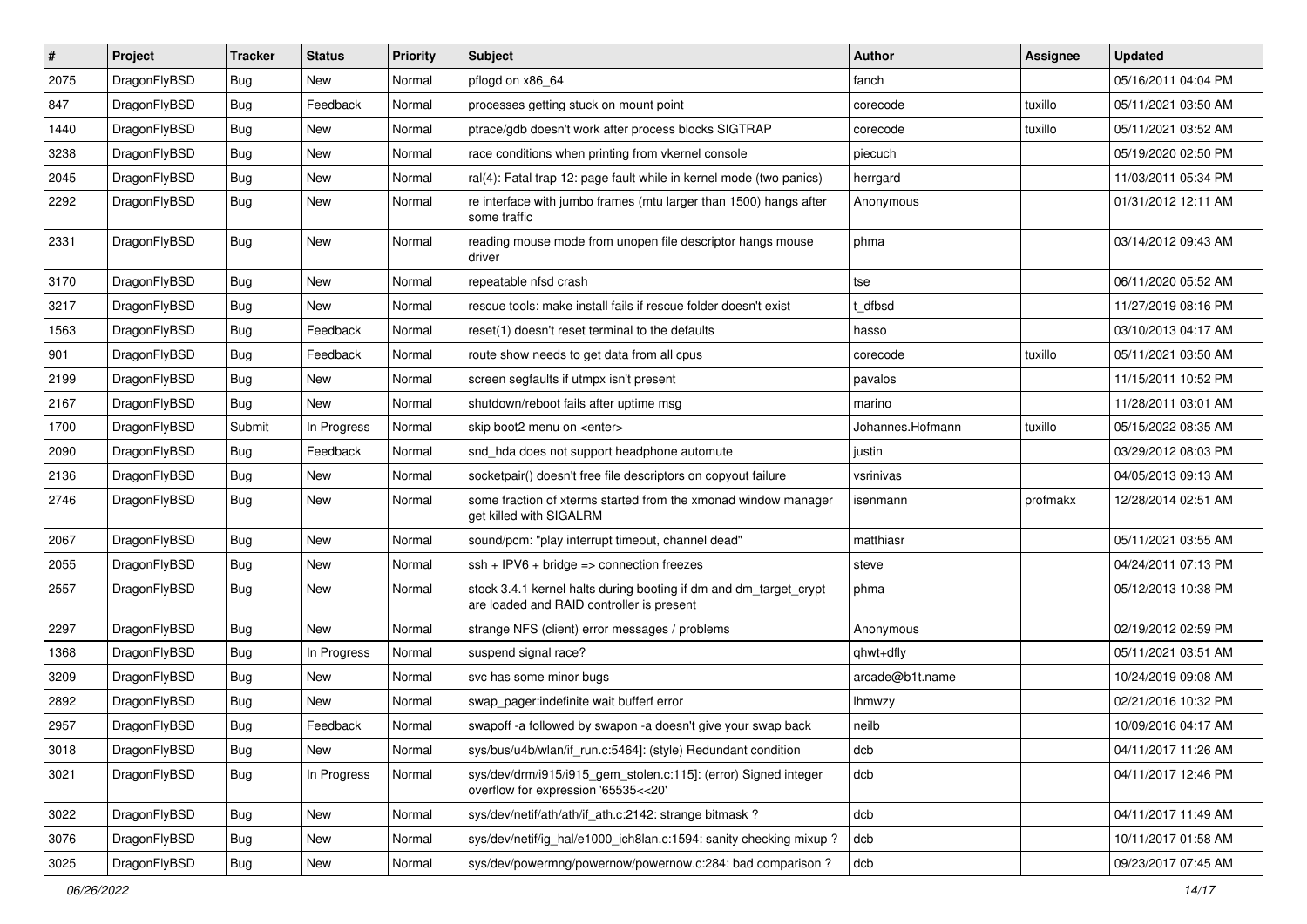| # | Project | Tracker | Status | Priority | Subject | Author | Assignee | Updated |
|---|---|---|---|---|---|---|---|---|
| 2075 | DragonFlyBSD | Bug | New | Normal | pflogd on x86_64 | fanch | | 05/16/2011 04:04 PM |
| 847 | DragonFlyBSD | Bug | Feedback | Normal | processes getting stuck on mount point | corecode | tuxillo | 05/11/2021 03:50 AM |
| 1440 | DragonFlyBSD | Bug | New | Normal | ptrace/gdb doesn't work after process blocks SIGTRAP | corecode | tuxillo | 05/11/2021 03:52 AM |
| 3238 | DragonFlyBSD | Bug | New | Normal | race conditions when printing from vkernel console | piecuch | | 05/19/2020 02:50 PM |
| 2045 | DragonFlyBSD | Bug | New | Normal | ral(4): Fatal trap 12: page fault while in kernel mode (two panics) | herrgard | | 11/03/2011 05:34 PM |
| 2292 | DragonFlyBSD | Bug | New | Normal | re interface with jumbo frames (mtu larger than 1500) hangs after some traffic | Anonymous | | 01/31/2012 12:11 AM |
| 2331 | DragonFlyBSD | Bug | New | Normal | reading mouse mode from unopen file descriptor hangs mouse driver | phma | | 03/14/2012 09:43 AM |
| 3170 | DragonFlyBSD | Bug | New | Normal | repeatable nfsd crash | tse | | 06/11/2020 05:52 AM |
| 3217 | DragonFlyBSD | Bug | New | Normal | rescue tools: make install fails if rescue folder doesn't exist | t_dfbsd | | 11/27/2019 08:16 PM |
| 1563 | DragonFlyBSD | Bug | Feedback | Normal | reset(1) doesn't reset terminal to the defaults | hasso | | 03/10/2013 04:17 AM |
| 901 | DragonFlyBSD | Bug | Feedback | Normal | route show needs to get data from all cpus | corecode | tuxillo | 05/11/2021 03:50 AM |
| 2199 | DragonFlyBSD | Bug | New | Normal | screen segfaults if utmpx isn't present | pavalos | | 11/15/2011 10:52 PM |
| 2167 | DragonFlyBSD | Bug | New | Normal | shutdown/reboot fails after uptime msg | marino | | 11/28/2011 03:01 AM |
| 1700 | DragonFlyBSD | Submit | In Progress | Normal | skip boot2 menu on <enter> | Johannes.Hofmann | tuxillo | 05/15/2022 08:35 AM |
| 2090 | DragonFlyBSD | Bug | Feedback | Normal | snd_hda does not support headphone automute | justin | | 03/29/2012 08:03 PM |
| 2136 | DragonFlyBSD | Bug | New | Normal | socketpair() doesn't free file descriptors on copyout failure | vsrinivas | | 04/05/2013 09:13 AM |
| 2746 | DragonFlyBSD | Bug | New | Normal | some fraction of xterms started from the xmonad window manager get killed with SIGALRM | isenmann | profmakx | 12/28/2014 02:51 AM |
| 2067 | DragonFlyBSD | Bug | New | Normal | sound/pcm: "play interrupt timeout, channel dead" | matthiasr | | 05/11/2021 03:55 AM |
| 2055 | DragonFlyBSD | Bug | New | Normal | ssh + IPV6 + bridge => connection freezes | steve | | 04/24/2011 07:13 PM |
| 2557 | DragonFlyBSD | Bug | New | Normal | stock 3.4.1 kernel halts during booting if dm and dm_target_crypt are loaded and RAID controller is present | phma | | 05/12/2013 10:38 PM |
| 2297 | DragonFlyBSD | Bug | New | Normal | strange NFS (client) error messages / problems | Anonymous | | 02/19/2012 02:59 PM |
| 1368 | DragonFlyBSD | Bug | In Progress | Normal | suspend signal race? | qhwt+dfly | | 05/11/2021 03:51 AM |
| 3209 | DragonFlyBSD | Bug | New | Normal | svc has some minor bugs | arcade@b1t.name | | 10/24/2019 09:08 AM |
| 2892 | DragonFlyBSD | Bug | New | Normal | swap_pager:indefinite wait bufferf error | lhmwzy | | 02/21/2016 10:32 PM |
| 2957 | DragonFlyBSD | Bug | Feedback | Normal | swapoff -a followed by swapon -a doesn't give your swap back | neilb | | 10/09/2016 04:17 AM |
| 3018 | DragonFlyBSD | Bug | New | Normal | sys/bus/u4b/wlan/if_run.c:5464]: (style) Redundant condition | dcb | | 04/11/2017 11:26 AM |
| 3021 | DragonFlyBSD | Bug | In Progress | Normal | sys/dev/drm/i915/i915_gem_stolen.c:115]: (error) Signed integer overflow for expression '65535<<20' | dcb | | 04/11/2017 12:46 PM |
| 3022 | DragonFlyBSD | Bug | New | Normal | sys/dev/netif/ath/ath/if_ath.c:2142: strange bitmask ? | dcb | | 04/11/2017 11:49 AM |
| 3076 | DragonFlyBSD | Bug | New | Normal | sys/dev/netif/ig_hal/e1000_ich8lan.c:1594: sanity checking mixup ? | dcb | | 10/11/2017 01:58 AM |
| 3025 | DragonFlyBSD | Bug | New | Normal | sys/dev/powermng/powernow/powernow.c:284: bad comparison ? | dcb | | 09/23/2017 07:45 AM |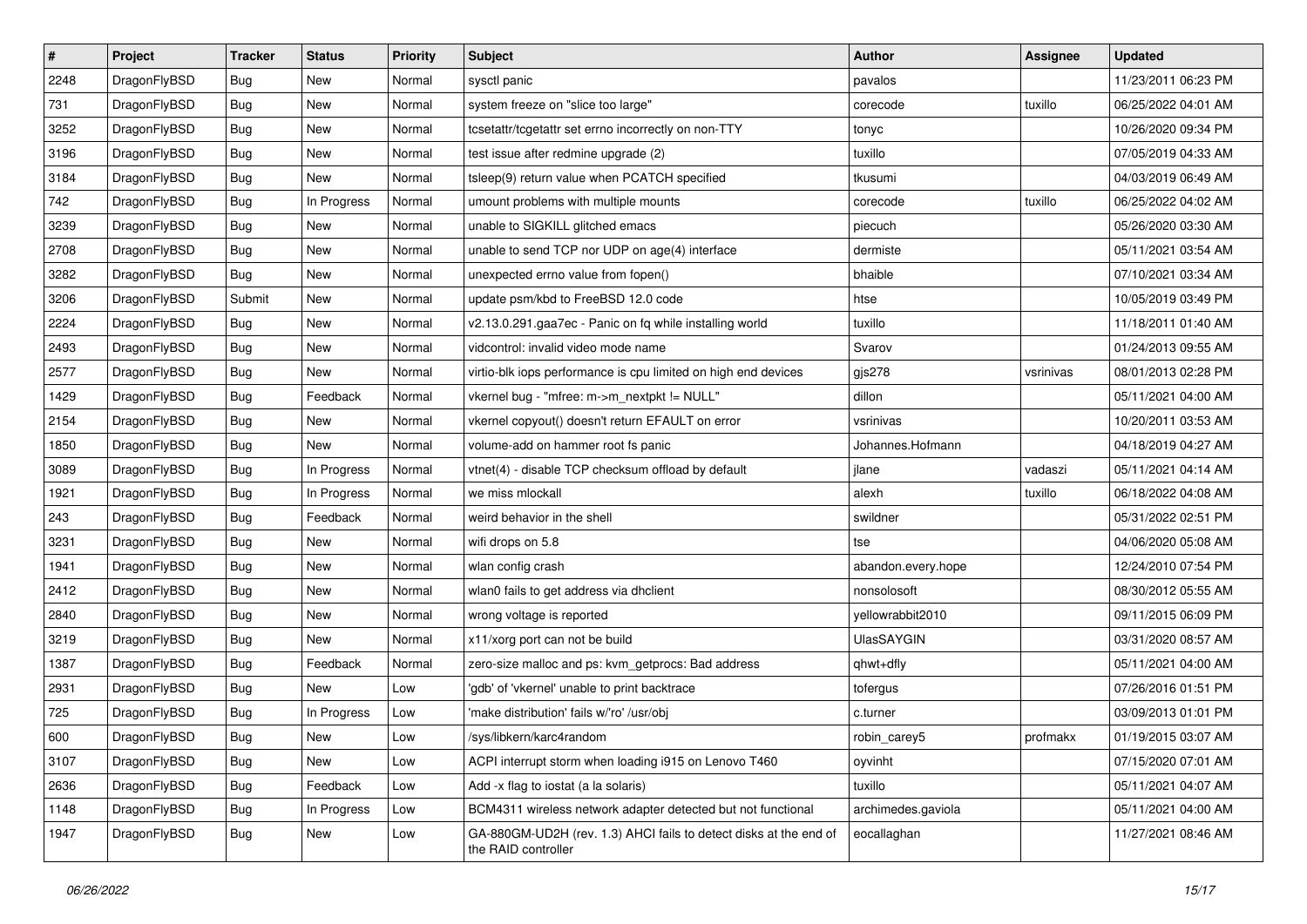| # | Project | Tracker | Status | Priority | Subject | Author | Assignee | Updated |
|---|---|---|---|---|---|---|---|---|
| 2248 | DragonFlyBSD | Bug | New | Normal | sysctl panic | pavalos | | 11/23/2011 06:23 PM |
| 731 | DragonFlyBSD | Bug | New | Normal | system freeze on "slice too large" | corecode | tuxillo | 06/25/2022 04:01 AM |
| 3252 | DragonFlyBSD | Bug | New | Normal | tcsetattr/tcgetattr set errno incorrectly on non-TTY | tonyc | | 10/26/2020 09:34 PM |
| 3196 | DragonFlyBSD | Bug | New | Normal | test issue after redmine upgrade (2) | tuxillo | | 07/05/2019 04:33 AM |
| 3184 | DragonFlyBSD | Bug | New | Normal | tsleep(9) return value when PCATCH specified | tkusumi | | 04/03/2019 06:49 AM |
| 742 | DragonFlyBSD | Bug | In Progress | Normal | umount problems with multiple mounts | corecode | tuxillo | 06/25/2022 04:02 AM |
| 3239 | DragonFlyBSD | Bug | New | Normal | unable to SIGKILL glitched emacs | piecuch | | 05/26/2020 03:30 AM |
| 2708 | DragonFlyBSD | Bug | New | Normal | unable to send TCP nor UDP on age(4) interface | dermiste | | 05/11/2021 03:54 AM |
| 3282 | DragonFlyBSD | Bug | New | Normal | unexpected errno value from fopen() | bhaible | | 07/10/2021 03:34 AM |
| 3206 | DragonFlyBSD | Submit | New | Normal | update psm/kbd to FreeBSD 12.0 code | htse | | 10/05/2019 03:49 PM |
| 2224 | DragonFlyBSD | Bug | New | Normal | v2.13.0.291.gaa7ec - Panic on fq while installing world | tuxillo | | 11/18/2011 01:40 AM |
| 2493 | DragonFlyBSD | Bug | New | Normal | vidcontrol: invalid video mode name | Svarov | | 01/24/2013 09:55 AM |
| 2577 | DragonFlyBSD | Bug | New | Normal | virtio-blk iops performance is cpu limited on high end devices | gjs278 | vsrinivas | 08/01/2013 02:28 PM |
| 1429 | DragonFlyBSD | Bug | Feedback | Normal | vkernel bug - "mfree: m->m_nextpkt != NULL" | dillon | | 05/11/2021 04:00 AM |
| 2154 | DragonFlyBSD | Bug | New | Normal | vkernel copyout() doesn't return EFAULT on error | vsrinivas | | 10/20/2011 03:53 AM |
| 1850 | DragonFlyBSD | Bug | New | Normal | volume-add on hammer root fs panic | Johannes.Hofmann | | 04/18/2019 04:27 AM |
| 3089 | DragonFlyBSD | Bug | In Progress | Normal | vtnet(4) - disable TCP checksum offload by default | jlane | vadaszi | 05/11/2021 04:14 AM |
| 1921 | DragonFlyBSD | Bug | In Progress | Normal | we miss mlockall | alexh | tuxillo | 06/18/2022 04:08 AM |
| 243 | DragonFlyBSD | Bug | Feedback | Normal | weird behavior in the shell | swildner | | 05/31/2022 02:51 PM |
| 3231 | DragonFlyBSD | Bug | New | Normal | wifi drops on 5.8 | tse | | 04/06/2020 05:08 AM |
| 1941 | DragonFlyBSD | Bug | New | Normal | wlan config crash | abandon.every.hope | | 12/24/2010 07:54 PM |
| 2412 | DragonFlyBSD | Bug | New | Normal | wlan0 fails to get address via dhclient | nonsolosoft | | 08/30/2012 05:55 AM |
| 2840 | DragonFlyBSD | Bug | New | Normal | wrong voltage is reported | yellowrabbit2010 | | 09/11/2015 06:09 PM |
| 3219 | DragonFlyBSD | Bug | New | Normal | x11/xorg port can not be build | UlasSAYGIN | | 03/31/2020 08:57 AM |
| 1387 | DragonFlyBSD | Bug | Feedback | Normal | zero-size malloc and ps: kvm_getprocs: Bad address | qhwt+dfly | | 05/11/2021 04:00 AM |
| 2931 | DragonFlyBSD | Bug | New | Low | 'gdb' of 'vkernel' unable to print backtrace | tofergus | | 07/26/2016 01:51 PM |
| 725 | DragonFlyBSD | Bug | In Progress | Low | 'make distribution' fails w/'ro' /usr/obj | c.turner | | 03/09/2013 01:01 PM |
| 600 | DragonFlyBSD | Bug | New | Low | /sys/libkern/karc4random | robin_carey5 | profmakx | 01/19/2015 03:07 AM |
| 3107 | DragonFlyBSD | Bug | New | Low | ACPI interrupt storm when loading i915 on Lenovo T460 | oyvinht | | 07/15/2020 07:01 AM |
| 2636 | DragonFlyBSD | Bug | Feedback | Low | Add -x flag to iostat (a la solaris) | tuxillo | | 05/11/2021 04:07 AM |
| 1148 | DragonFlyBSD | Bug | In Progress | Low | BCM4311 wireless network adapter detected but not functional | archimedes.gaviola | | 05/11/2021 04:00 AM |
| 1947 | DragonFlyBSD | Bug | New | Low | GA-880GM-UD2H (rev. 1.3) AHCI fails to detect disks at the end of the RAID controller | eocallaghan | | 11/27/2021 08:46 AM |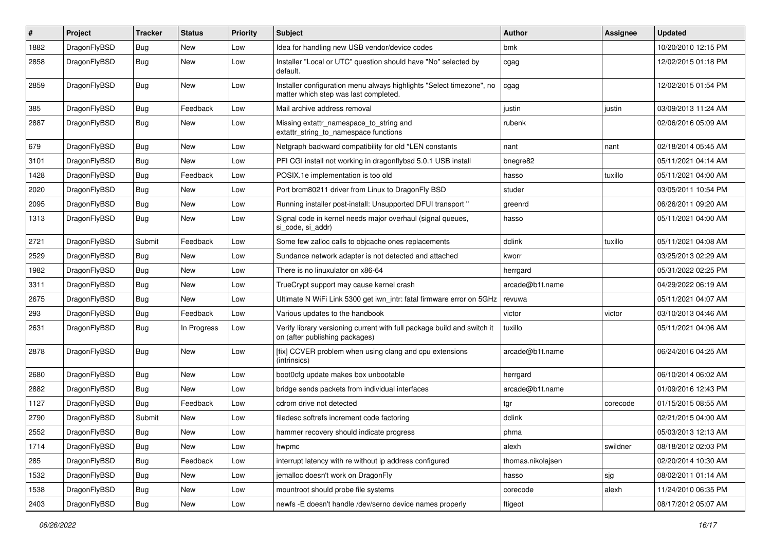| # | Project | Tracker | Status | Priority | Subject | Author | Assignee | Updated |
|---|---|---|---|---|---|---|---|---|
| 1882 | DragonFlyBSD | Bug | New | Low | Idea for handling new USB vendor/device codes | bmk | | 10/20/2010 12:15 PM |
| 2858 | DragonFlyBSD | Bug | New | Low | Installer "Local or UTC" question should have "No" selected by default. | cgag | | 12/02/2015 01:18 PM |
| 2859 | DragonFlyBSD | Bug | New | Low | Installer configuration menu always highlights "Select timezone", no matter which step was last completed. | cgag | | 12/02/2015 01:54 PM |
| 385 | DragonFlyBSD | Bug | Feedback | Low | Mail archive address removal | justin | justin | 03/09/2013 11:24 AM |
| 2887 | DragonFlyBSD | Bug | New | Low | Missing extattr_namespace_to_string and extattr_string_to_namespace functions | rubenk | | 02/06/2016 05:09 AM |
| 679 | DragonFlyBSD | Bug | New | Low | Netgraph backward compatibility for old *LEN constants | nant | nant | 02/18/2014 05:45 AM |
| 3101 | DragonFlyBSD | Bug | New | Low | PFI CGI install not working in dragonflybsd 5.0.1 USB install | bnegre82 | | 05/11/2021 04:14 AM |
| 1428 | DragonFlyBSD | Bug | Feedback | Low | POSIX.1e implementation is too old | hasso | tuxillo | 05/11/2021 04:00 AM |
| 2020 | DragonFlyBSD | Bug | New | Low | Port brcm80211 driver from Linux to DragonFly BSD | studer | | 03/05/2011 10:54 PM |
| 2095 | DragonFlyBSD | Bug | New | Low | Running installer post-install: Unsupported DFUI transport " | greenrd | | 06/26/2011 09:20 AM |
| 1313 | DragonFlyBSD | Bug | New | Low | Signal code in kernel needs major overhaul (signal queues, si_code, si_addr) | hasso | | 05/11/2021 04:00 AM |
| 2721 | DragonFlyBSD | Submit | Feedback | Low | Some few zalloc calls to objcache ones replacements | dclink | tuxillo | 05/11/2021 04:08 AM |
| 2529 | DragonFlyBSD | Bug | New | Low | Sundance network adapter is not detected and attached | kworr | | 03/25/2013 02:29 AM |
| 1982 | DragonFlyBSD | Bug | New | Low | There is no linuxulator on x86-64 | herrgard | | 05/31/2022 02:25 PM |
| 3311 | DragonFlyBSD | Bug | New | Low | TrueCrypt support may cause kernel crash | arcade@b1t.name | | 04/29/2022 06:19 AM |
| 2675 | DragonFlyBSD | Bug | New | Low | Ultimate N WiFi Link 5300 get iwn_intr: fatal firmware error on 5GHz | revuwa | | 05/11/2021 04:07 AM |
| 293 | DragonFlyBSD | Bug | Feedback | Low | Various updates to the handbook | victor | victor | 03/10/2013 04:46 AM |
| 2631 | DragonFlyBSD | Bug | In Progress | Low | Verify library versioning current with full package build and switch it on (after publishing packages) | tuxillo | | 05/11/2021 04:06 AM |
| 2878 | DragonFlyBSD | Bug | New | Low | [fix] CCVER problem when using clang and cpu extensions (intrinsics) | arcade@b1t.name | | 06/24/2016 04:25 AM |
| 2680 | DragonFlyBSD | Bug | New | Low | boot0cfg update makes box unbootable | herrgard | | 06/10/2014 06:02 AM |
| 2882 | DragonFlyBSD | Bug | New | Low | bridge sends packets from individual interfaces | arcade@b1t.name | | 01/09/2016 12:43 PM |
| 1127 | DragonFlyBSD | Bug | Feedback | Low | cdrom drive not detected | tgr | corecode | 01/15/2015 08:55 AM |
| 2790 | DragonFlyBSD | Submit | New | Low | filedesc softrefs increment code factoring | dclink | | 02/21/2015 04:00 AM |
| 2552 | DragonFlyBSD | Bug | New | Low | hammer recovery should indicate progress | phma | | 05/03/2013 12:13 AM |
| 1714 | DragonFlyBSD | Bug | New | Low | hwpmc | alexh | swildner | 08/18/2012 02:03 PM |
| 285 | DragonFlyBSD | Bug | Feedback | Low | interrupt latency with re without ip address configured | thomas.nikolajsen | | 02/20/2014 10:30 AM |
| 1532 | DragonFlyBSD | Bug | New | Low | jemalloc doesn't work on DragonFly | hasso | sjg | 08/02/2011 01:14 AM |
| 1538 | DragonFlyBSD | Bug | New | Low | mountroot should probe file systems | corecode | alexh | 11/24/2010 06:35 PM |
| 2403 | DragonFlyBSD | Bug | New | Low | newfs -E doesn't handle /dev/serno device names properly | ftigeot | | 08/17/2012 05:07 AM |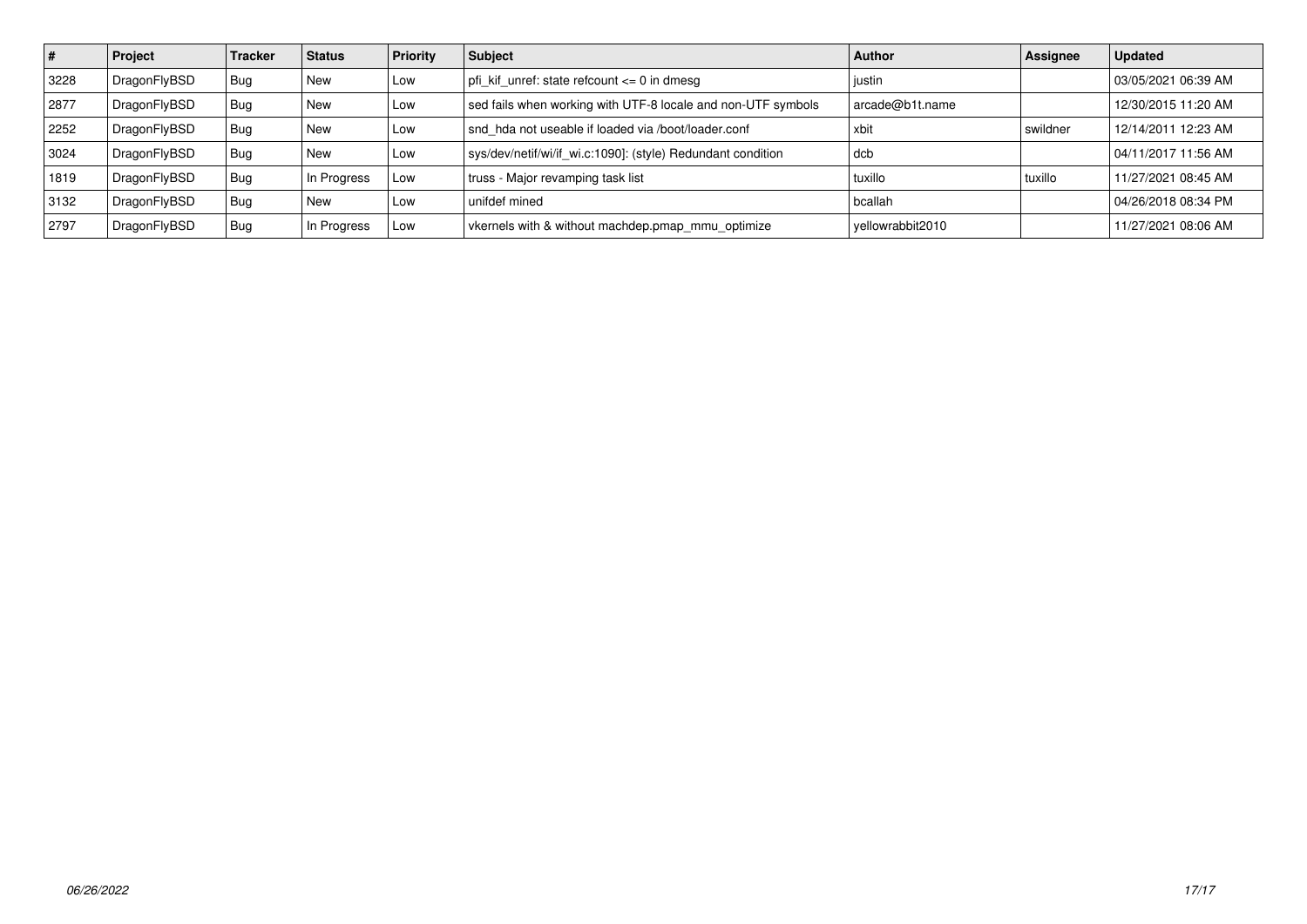| # | Project | Tracker | Status | Priority | Subject | Author | Assignee | Updated |
|---|---|---|---|---|---|---|---|---|
| 3228 | DragonFlyBSD | Bug | New | Low | pfi_kif_unref: state refcount <= 0 in dmesg | justin | | 03/05/2021 06:39 AM |
| 2877 | DragonFlyBSD | Bug | New | Low | sed fails when working with UTF-8 locale and non-UTF symbols | arcade@b1t.name | | 12/30/2015 11:20 AM |
| 2252 | DragonFlyBSD | Bug | New | Low | snd_hda not useable if loaded via /boot/loader.conf | xbit | swildner | 12/14/2011 12:23 AM |
| 3024 | DragonFlyBSD | Bug | New | Low | sys/dev/netif/wi/if_wi.c:1090]: (style) Redundant condition | dcb | | 04/11/2017 11:56 AM |
| 1819 | DragonFlyBSD | Bug | In Progress | Low | truss - Major revamping task list | tuxillo | tuxillo | 11/27/2021 08:45 AM |
| 3132 | DragonFlyBSD | Bug | New | Low | unifdef mined | bcallah | | 04/26/2018 08:34 PM |
| 2797 | DragonFlyBSD | Bug | In Progress | Low | vkernels with & without machdep.pmap_mmu_optimize | yellowrabbit2010 | | 11/27/2021 08:06 AM |